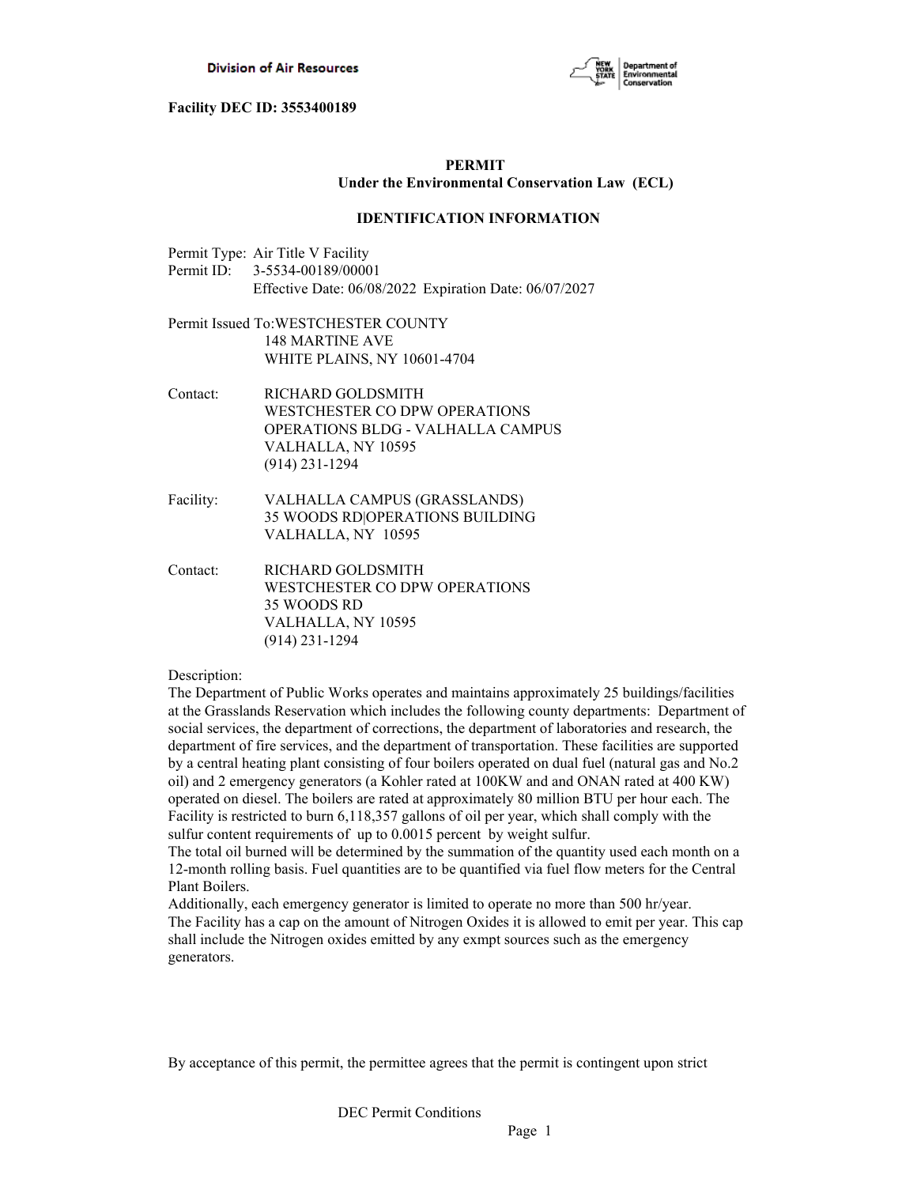Division of Air Resources

**Facility DEC ID: 3553400189**

**PERMIT**
**Under the Environmental Conservation Law (ECL)**

**IDENTIFICATION INFORMATION**

Permit Type: Air Title V Facility
Permit ID: 3-5534-00189/00001
Effective Date: 06/08/2022 Expiration Date: 06/07/2027

Permit Issued To: WESTCHESTER COUNTY
148 MARTINE AVE
WHITE PLAINS, NY 10601-4704

Contact: RICHARD GOLDSMITH
WESTCHESTER CO DPW OPERATIONS
OPERATIONS BLDG - VALHALLA CAMPUS
VALHALLA, NY 10595
(914) 231-1294

Facility: VALHALLA CAMPUS (GRASSLANDS)
35 WOODS RD|OPERATIONS BUILDING
VALHALLA, NY 10595

Contact: RICHARD GOLDSMITH
WESTCHESTER CO DPW OPERATIONS
35 WOODS RD
VALHALLA, NY 10595
(914) 231-1294

Description:
The Department of Public Works operates and maintains approximately 25 buildings/facilities at the Grasslands Reservation which includes the following county departments: Department of social services, the department of corrections, the department of laboratories and research, the department of fire services, and the department of transportation. These facilities are supported by a central heating plant consisting of four boilers operated on dual fuel (natural gas and No.2 oil) and 2 emergency generators (a Kohler rated at 100KW and and ONAN rated at 400 KW) operated on diesel. The boilers are rated at approximately 80 million BTU per hour each. The Facility is restricted to burn 6,118,357 gallons of oil per year, which shall comply with the sulfur content requirements of up to 0.0015 percent by weight sulfur.
The total oil burned will be determined by the summation of the quantity used each month on a 12-month rolling basis. Fuel quantities are to be quantified via fuel flow meters for the Central Plant Boilers.
Additionally, each emergency generator is limited to operate no more than 500 hr/year.
The Facility has a cap on the amount of Nitrogen Oxides it is allowed to emit per year. This cap shall include the Nitrogen oxides emitted by any exmpt sources such as the emergency generators.

By acceptance of this permit, the permittee agrees that the permit is contingent upon strict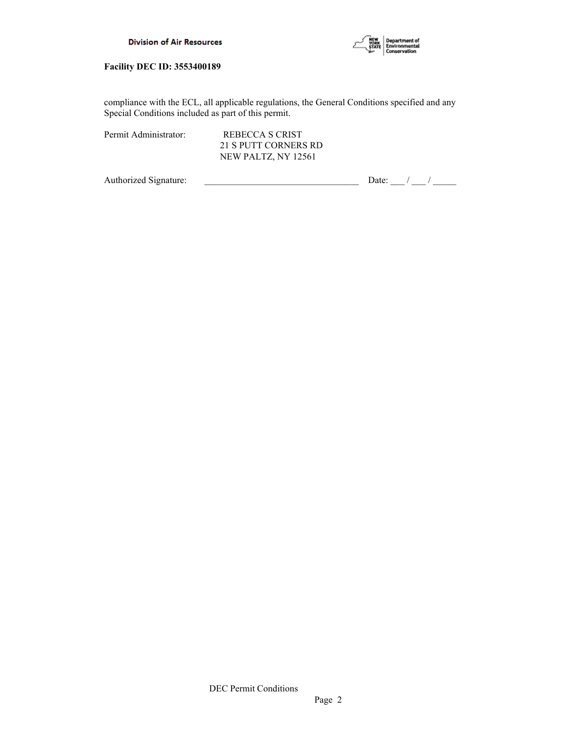**Facility DEC ID: 3553400189**

compliance with the ECL, all applicable regulations, the General Conditions specified and any Special Conditions included as part of this permit.

Permit Administrator: REBECCA S CRIST
21 S PUTT CORNERS RD
NEW PALTZ, NY 12561

Authorized Signature: _________________________________ Date: ___ / ___ / _____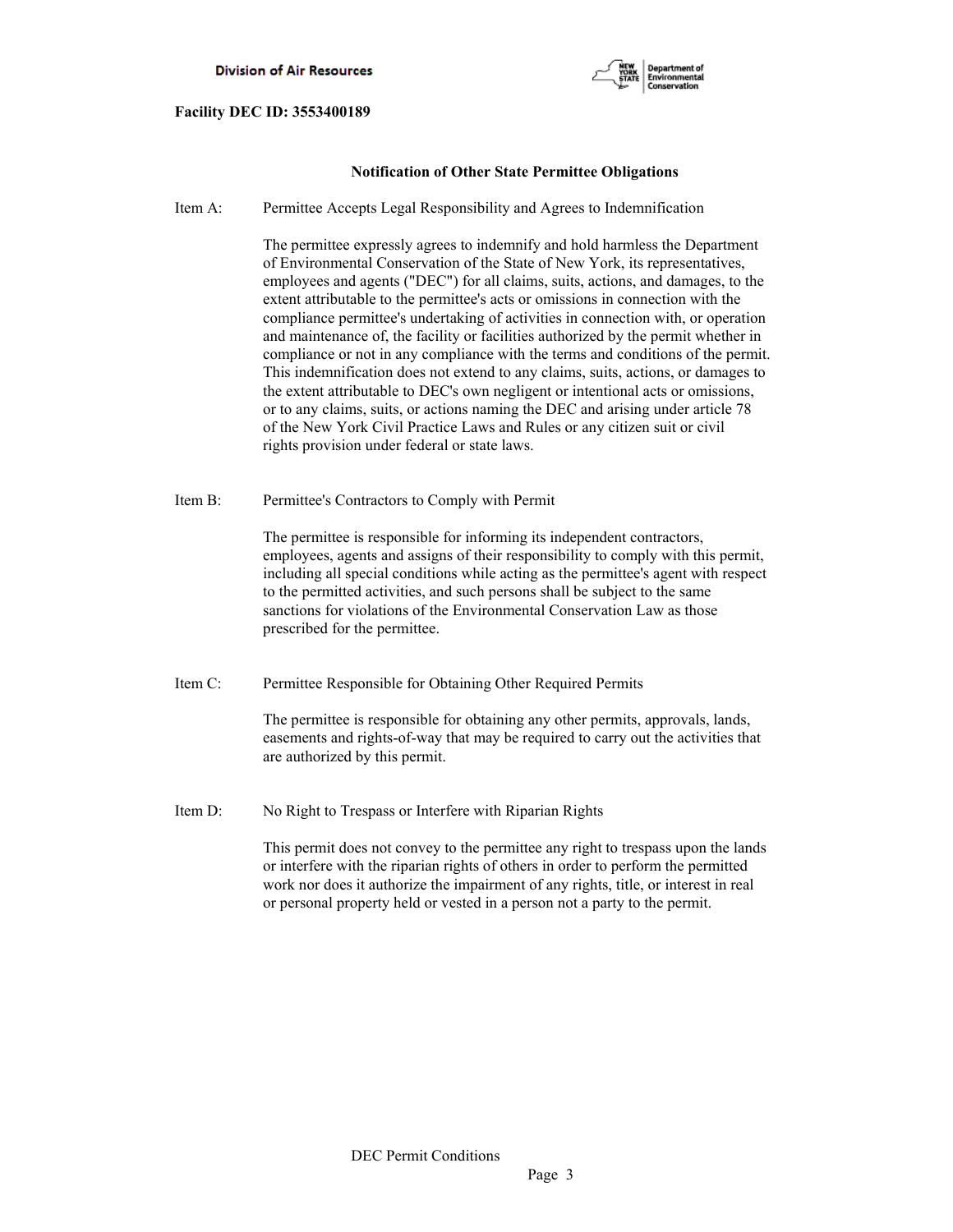**Facility DEC ID: 3553400189**

## Notification of Other State Permittee Obligations

Item A: Permittee Accepts Legal Responsibility and Agrees to Indemnification

The permittee expressly agrees to indemnify and hold harmless the Department of Environmental Conservation of the State of New York, its representatives, employees and agents ("DEC") for all claims, suits, actions, and damages, to the extent attributable to the permittee's acts or omissions in connection with the compliance permittee's undertaking of activities in connection with, or operation and maintenance of, the facility or facilities authorized by the permit whether in compliance or not in any compliance with the terms and conditions of the permit. This indemnification does not extend to any claims, suits, actions, or damages to the extent attributable to DEC's own negligent or intentional acts or omissions, or to any claims, suits, or actions naming the DEC and arising under article 78 of the New York Civil Practice Laws and Rules or any citizen suit or civil rights provision under federal or state laws.

Item B: Permittee's Contractors to Comply with Permit

The permittee is responsible for informing its independent contractors, employees, agents and assigns of their responsibility to comply with this permit, including all special conditions while acting as the permittee's agent with respect to the permitted activities, and such persons shall be subject to the same sanctions for violations of the Environmental Conservation Law as those prescribed for the permittee.

Item C: Permittee Responsible for Obtaining Other Required Permits

The permittee is responsible for obtaining any other permits, approvals, lands, easements and rights-of-way that may be required to carry out the activities that are authorized by this permit.

Item D: No Right to Trespass or Interfere with Riparian Rights

This permit does not convey to the permittee any right to trespass upon the lands or interfere with the riparian rights of others in order to perform the permitted work nor does it authorize the impairment of any rights, title, or interest in real or personal property held or vested in a person not a party to the permit.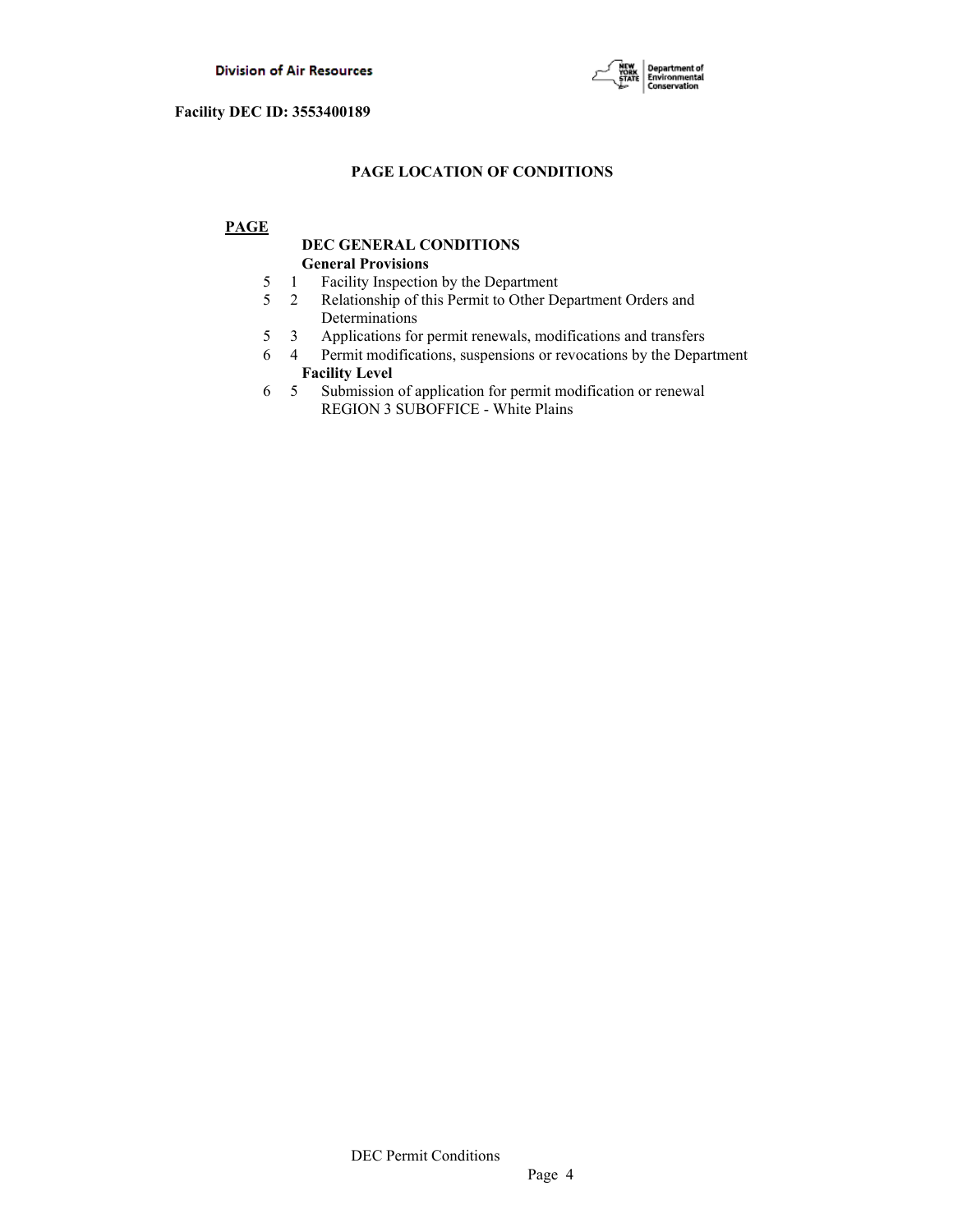Facility DEC ID: 3553400189

## PAGE LOCATION OF CONDITIONS

**PAGE**

**DEC GENERAL CONDITIONS**

**General Provisions**

| PAGE | | |
|---|---|---|
| 5 | 1 | Facility Inspection by the Department |
| 5 | 2 | Relationship of this Permit to Other Department Orders and Determinations |
| 5 | 3 | Applications for permit renewals, modifications and transfers |
| 6 | 4 | Permit modifications, suspensions or revocations by the Department |

**Facility Level**

| PAGE | | |
|---|---|---|
| 6 | 5 | Submission of application for permit modification or renewal REGION 3 SUBOFFICE - White Plains |

DEC Permit Conditions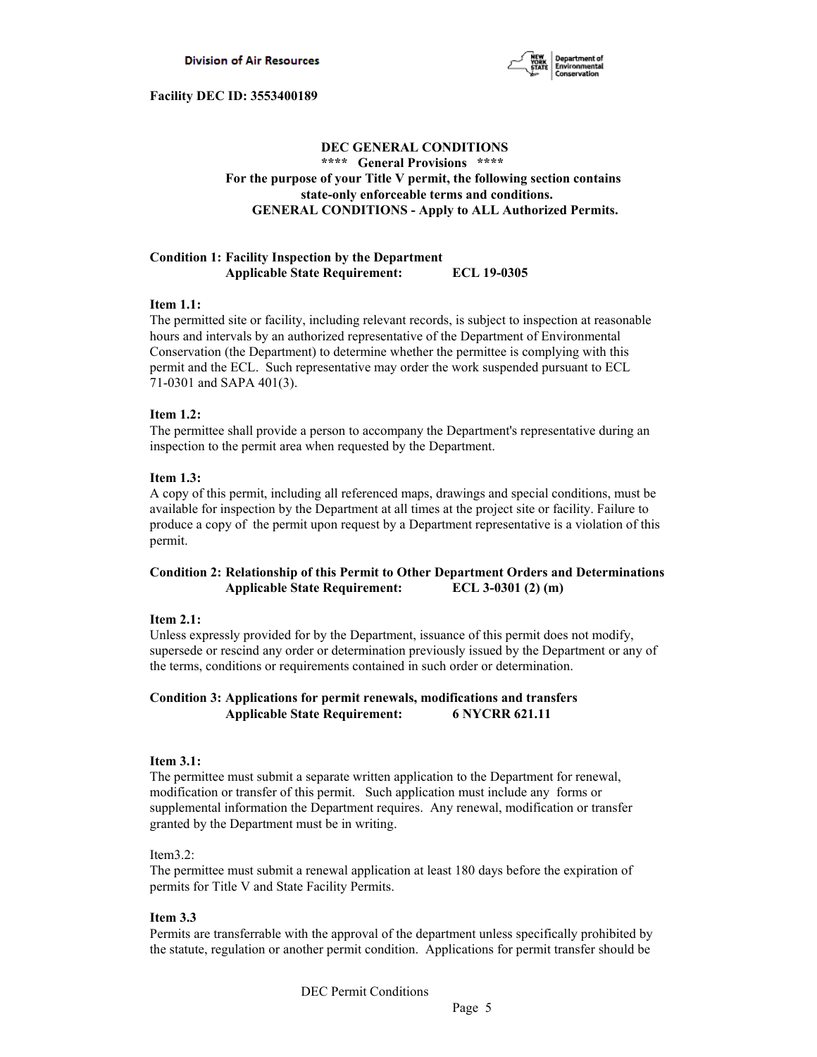**Facility DEC ID: 3553400189**

## DEC GENERAL CONDITIONS

**\*\*\*\* General Provisions \*\*\*\***

**For the purpose of your Title V permit, the following section contains state-only enforceable terms and conditions.**

**GENERAL CONDITIONS - Apply to ALL Authorized Permits.**

### Condition 1: Facility Inspection by the Department
**Applicable State Requirement: ECL 19-0305**

**Item 1.1:**
The permitted site or facility, including relevant records, is subject to inspection at reasonable hours and intervals by an authorized representative of the Department of Environmental Conservation (the Department) to determine whether the permittee is complying with this permit and the ECL. Such representative may order the work suspended pursuant to ECL 71-0301 and SAPA 401(3).

**Item 1.2:**
The permittee shall provide a person to accompany the Department's representative during an inspection to the permit area when requested by the Department.

**Item 1.3:**
A copy of this permit, including all referenced maps, drawings and special conditions, must be available for inspection by the Department at all times at the project site or facility. Failure to produce a copy of the permit upon request by a Department representative is a violation of this permit.

### Condition 2: Relationship of this Permit to Other Department Orders and Determinations
**Applicable State Requirement: ECL 3-0301 (2) (m)**

**Item 2.1:**
Unless expressly provided for by the Department, issuance of this permit does not modify, supersede or rescind any order or determination previously issued by the Department or any of the terms, conditions or requirements contained in such order or determination.

### Condition 3: Applications for permit renewals, modifications and transfers
**Applicable State Requirement: 6 NYCRR 621.11**

**Item 3.1:**
The permittee must submit a separate written application to the Department for renewal, modification or transfer of this permit. Such application must include any forms or supplemental information the Department requires. Any renewal, modification or transfer granted by the Department must be in writing.

Item3.2:
The permittee must submit a renewal application at least 180 days before the expiration of permits for Title V and State Facility Permits.

**Item 3.3**
Permits are transferrable with the approval of the department unless specifically prohibited by the statute, regulation or another permit condition. Applications for permit transfer should be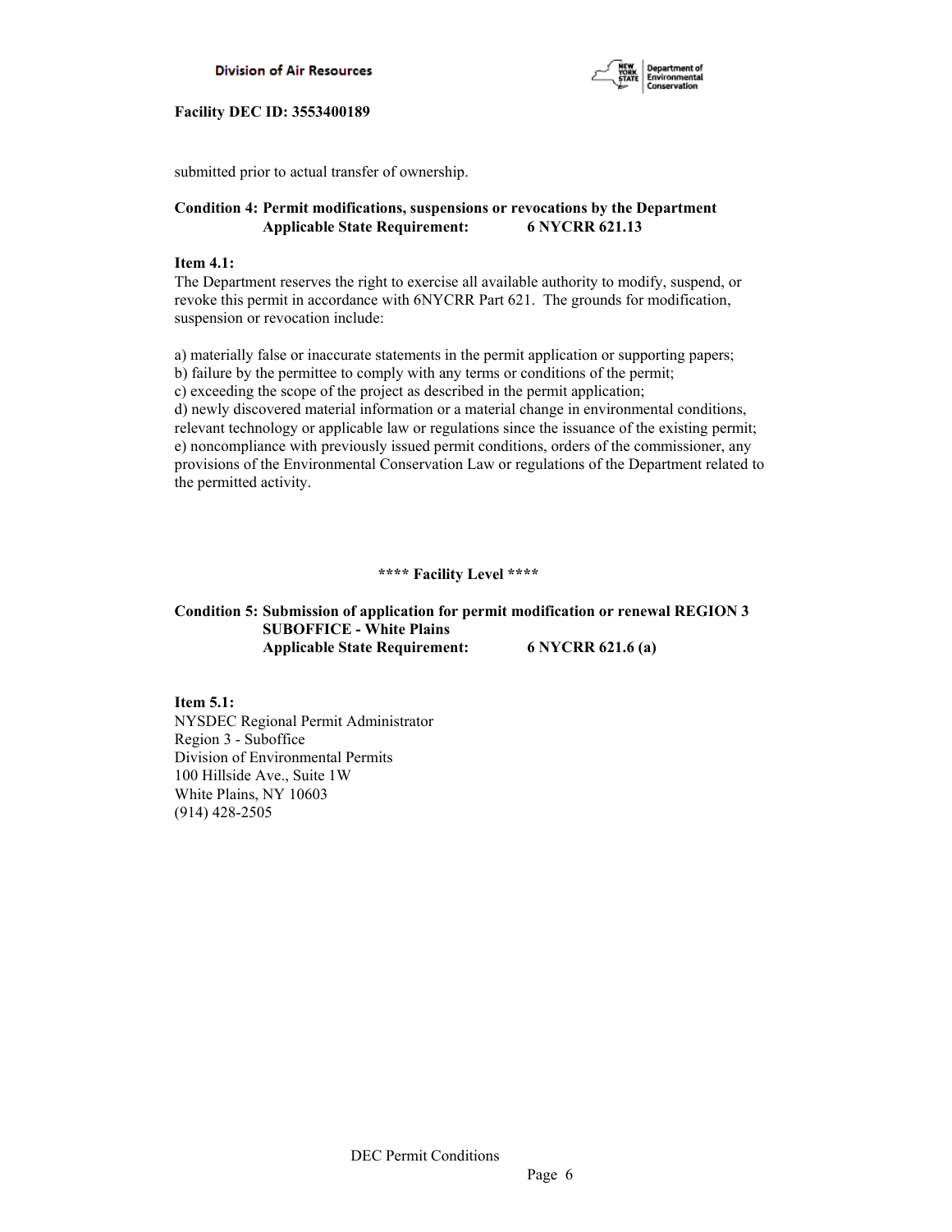submitted prior to actual transfer of ownership.

**Condition 4: Permit modifications, suspensions or revocations by the Department**
**Applicable State Requirement: 6 NYCRR 621.13**

**Item 4.1:**
The Department reserves the right to exercise all available authority to modify, suspend, or revoke this permit in accordance with 6NYCRR Part 621. The grounds for modification, suspension or revocation include:

a) materially false or inaccurate statements in the permit application or supporting papers;
b) failure by the permittee to comply with any terms or conditions of the permit;
c) exceeding the scope of the project as described in the permit application;
d) newly discovered material information or a material change in environmental conditions, relevant technology or applicable law or regulations since the issuance of the existing permit;
e) noncompliance with previously issued permit conditions, orders of the commissioner, any provisions of the Environmental Conservation Law or regulations of the Department related to the permitted activity.

**\*\*\*\* Facility Level \*\*\*\***

**Condition 5: Submission of application for permit modification or renewal REGION 3 SUBOFFICE - White Plains**
**Applicable State Requirement: 6 NYCRR 621.6 (a)**

**Item 5.1:**
NYSDEC Regional Permit Administrator
Region 3 - Suboffice
Division of Environmental Permits
100 Hillside Ave., Suite 1W
White Plains, NY 10603
(914) 428-2505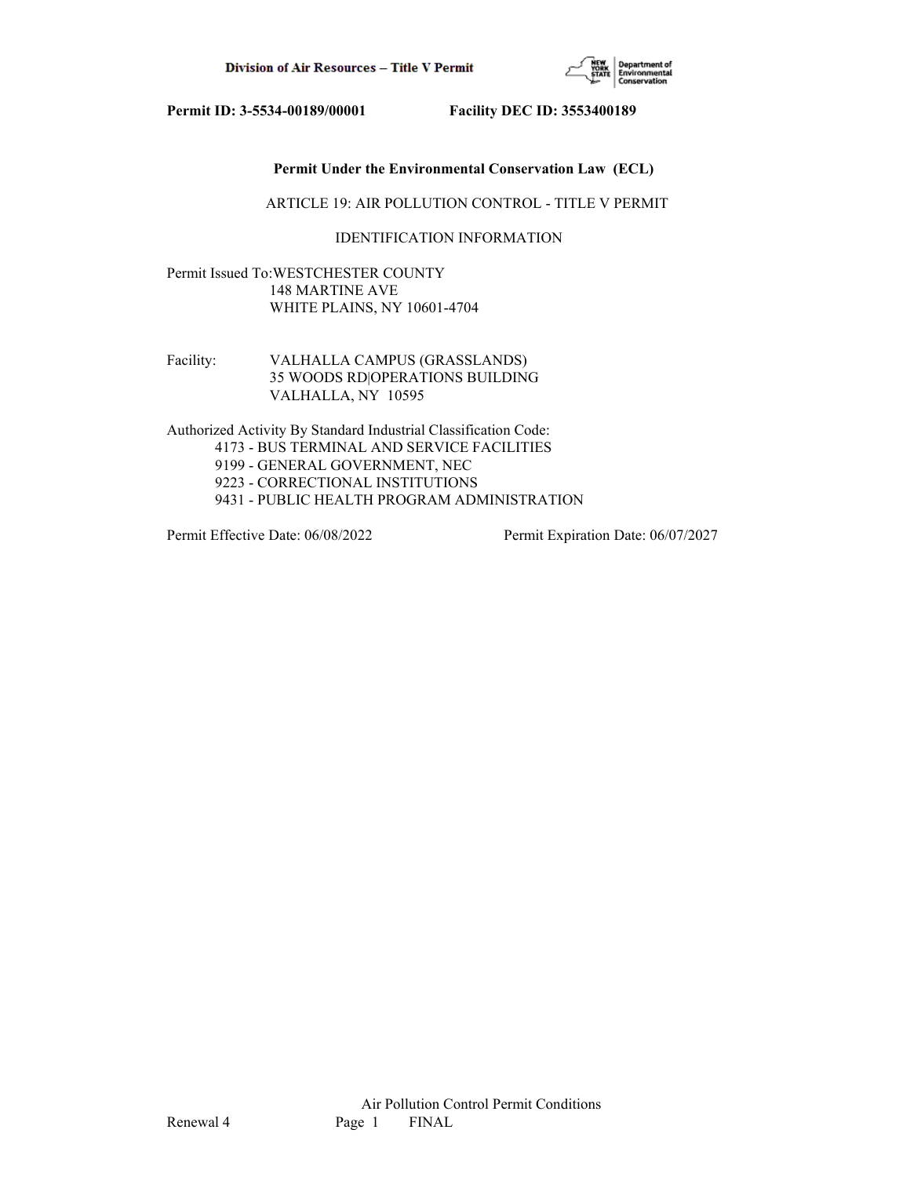**Permit ID: 3-5534-00189/00001 Facility DEC ID: 3553400189**

**Permit Under the Environmental Conservation Law (ECL)**

ARTICLE 19: AIR POLLUTION CONTROL - TITLE V PERMIT

IDENTIFICATION INFORMATION

Permit Issued To: WESTCHESTER COUNTY
148 MARTINE AVE
WHITE PLAINS, NY 10601-4704

Facility: VALHALLA CAMPUS (GRASSLANDS)
35 WOODS RD|OPERATIONS BUILDING
VALHALLA, NY 10595

Authorized Activity By Standard Industrial Classification Code:
- 4173 - BUS TERMINAL AND SERVICE FACILITIES
- 9199 - GENERAL GOVERNMENT, NEC
- 9223 - CORRECTIONAL INSTITUTIONS
- 9431 - PUBLIC HEALTH PROGRAM ADMINISTRATION

Permit Effective Date: 06/08/2022 Permit Expiration Date: 06/07/2027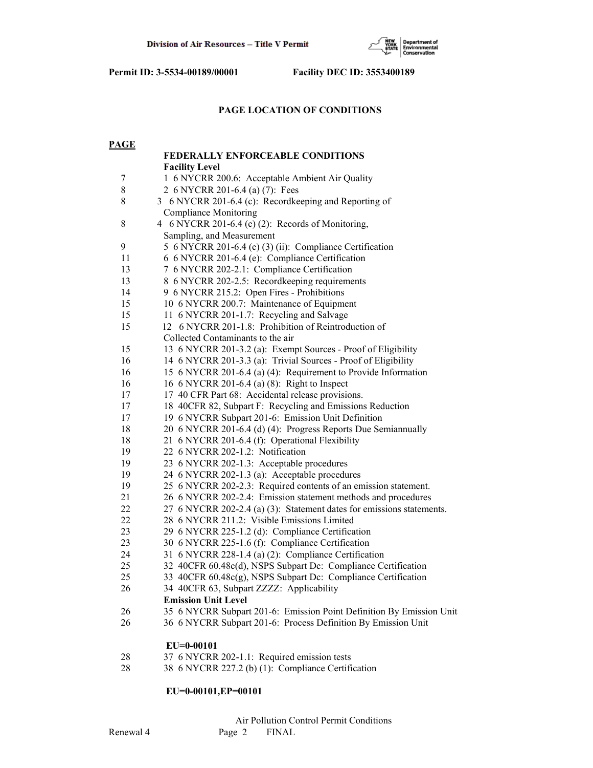Permit ID: 3-5534-00189/00001 Facility DEC ID: 3553400189

## PAGE LOCATION OF CONDITIONS

| PAGE | |
|---|---|
| | **FEDERALLY ENFORCEABLE CONDITIONS** |
| | **Facility Level** |
| 7 | 1 6 NYCRR 200.6: Acceptable Ambient Air Quality |
| 8 | 2 6 NYCRR 201-6.4 (a) (7): Fees |
| 8 | 3 6 NYCRR 201-6.4 (c): Recordkeeping and Reporting of Compliance Monitoring |
| 8 | 4 6 NYCRR 201-6.4 (c) (2): Records of Monitoring, Sampling, and Measurement |
| 9 | 5 6 NYCRR 201-6.4 (c) (3) (ii): Compliance Certification |
| 11 | 6 6 NYCRR 201-6.4 (e): Compliance Certification |
| 13 | 7 6 NYCRR 202-2.1: Compliance Certification |
| 13 | 8 6 NYCRR 202-2.5: Recordkeeping requirements |
| 14 | 9 6 NYCRR 215.2: Open Fires - Prohibitions |
| 15 | 10 6 NYCRR 200.7: Maintenance of Equipment |
| 15 | 11 6 NYCRR 201-1.7: Recycling and Salvage |
| 15 | 12 6 NYCRR 201-1.8: Prohibition of Reintroduction of Collected Contaminants to the air |
| 15 | 13 6 NYCRR 201-3.2 (a): Exempt Sources - Proof of Eligibility |
| 16 | 14 6 NYCRR 201-3.3 (a): Trivial Sources - Proof of Eligibility |
| 16 | 15 6 NYCRR 201-6.4 (a) (4): Requirement to Provide Information |
| 16 | 16 6 NYCRR 201-6.4 (a) (8): Right to Inspect |
| 17 | 17 40 CFR Part 68: Accidental release provisions. |
| 17 | 18 40CFR 82, Subpart F: Recycling and Emissions Reduction |
| 17 | 19 6 NYCRR Subpart 201-6: Emission Unit Definition |
| 18 | 20 6 NYCRR 201-6.4 (d) (4): Progress Reports Due Semiannually |
| 18 | 21 6 NYCRR 201-6.4 (f): Operational Flexibility |
| 19 | 22 6 NYCRR 202-1.2: Notification |
| 19 | 23 6 NYCRR 202-1.3: Acceptable procedures |
| 19 | 24 6 NYCRR 202-1.3 (a): Acceptable procedures |
| 19 | 25 6 NYCRR 202-2.3: Required contents of an emission statement. |
| 21 | 26 6 NYCRR 202-2.4: Emission statement methods and procedures |
| 22 | 27 6 NYCRR 202-2.4 (a) (3): Statement dates for emissions statements. |
| 22 | 28 6 NYCRR 211.2: Visible Emissions Limited |
| 23 | 29 6 NYCRR 225-1.2 (d): Compliance Certification |
| 23 | 30 6 NYCRR 225-1.6 (f): Compliance Certification |
| 24 | 31 6 NYCRR 228-1.4 (a) (2): Compliance Certification |
| 25 | 32 40CFR 60.48c(d), NSPS Subpart Dc: Compliance Certification |
| 25 | 33 40CFR 60.48c(g), NSPS Subpart Dc: Compliance Certification |
| 26 | 34 40CFR 63, Subpart ZZZZ: Applicability |
| | **Emission Unit Level** |
| 26 | 35 6 NYCRR Subpart 201-6: Emission Point Definition By Emission Unit |
| 26 | 36 6 NYCRR Subpart 201-6: Process Definition By Emission Unit |
| | **EU=0-00101** |
| 28 | 37 6 NYCRR 202-1.1: Required emission tests |
| 28 | 38 6 NYCRR 227.2 (b) (1): Compliance Certification |
| | **EU=0-00101,EP=00101** |

Air Pollution Control Permit Conditions

Renewal 4 FINAL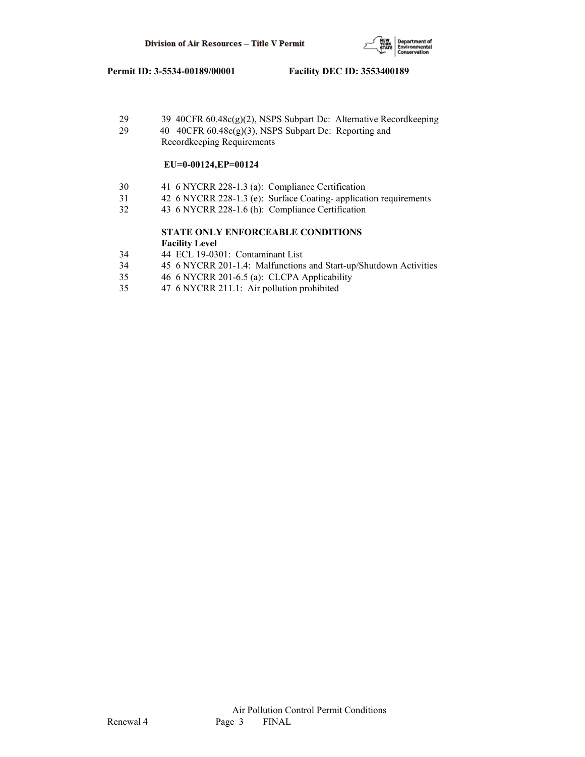| | |
|---|---|
| 29 | 39 40CFR 60.48c(g)(2), NSPS Subpart Dc: Alternative Recordkeeping |
| 29 | 40 40CFR 60.48c(g)(3), NSPS Subpart Dc: Reporting and Recordkeeping Requirements |
| | **EU=0-00124,EP=00124** |
| 30 | 41 6 NYCRR 228-1.3 (a): Compliance Certification |
| 31 | 42 6 NYCRR 228-1.3 (e): Surface Coating- application requirements |
| 32 | 43 6 NYCRR 228-1.6 (h): Compliance Certification |
| | **STATE ONLY ENFORCEABLE CONDITIONS** |
| | **Facility Level** |
| 34 | 44 ECL 19-0301: Contaminant List |
| 34 | 45 6 NYCRR 201-1.4: Malfunctions and Start-up/Shutdown Activities |
| 35 | 46 6 NYCRR 201-6.5 (a): CLCPA Applicability |
| 35 | 47 6 NYCRR 211.1: Air pollution prohibited |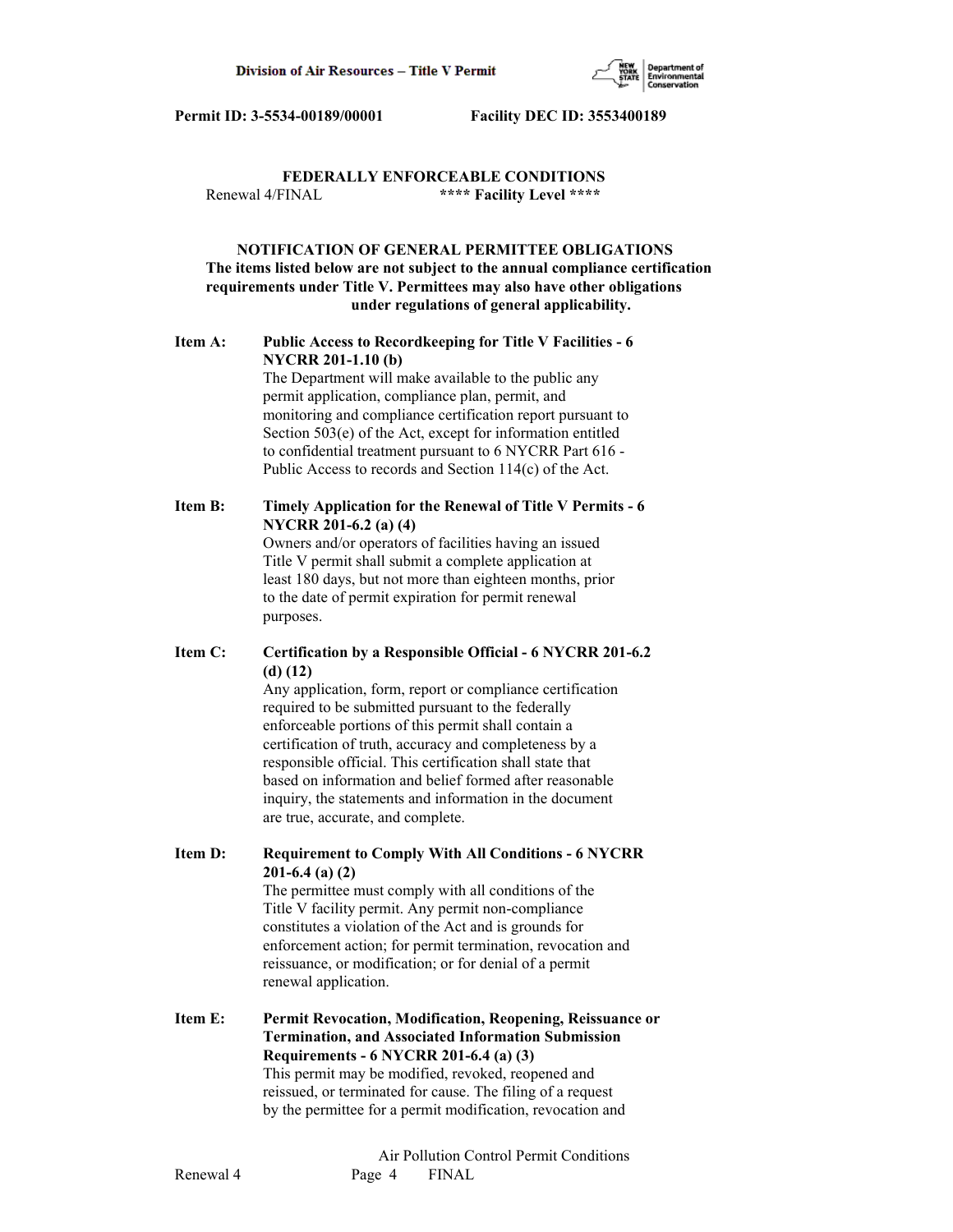**Permit ID: 3-5534-00189/00001 Facility DEC ID: 3553400189**

## FEDERALLY ENFORCEABLE CONDITIONS

Renewal 4/FINAL **\*\*\*\* Facility Level \*\*\*\***

### NOTIFICATION OF GENERAL PERMITTEE OBLIGATIONS

**The items listed below are not subject to the annual compliance certification requirements under Title V. Permittees may also have other obligations under regulations of general applicability.**

**Item A: Public Access to Recordkeeping for Title V Facilities - 6 NYCRR 201-1.10 (b)**

The Department will make available to the public any permit application, compliance plan, permit, and monitoring and compliance certification report pursuant to Section 503(e) of the Act, except for information entitled to confidential treatment pursuant to 6 NYCRR Part 616 - Public Access to records and Section 114(c) of the Act.

**Item B: Timely Application for the Renewal of Title V Permits - 6 NYCRR 201-6.2 (a) (4)**

Owners and/or operators of facilities having an issued Title V permit shall submit a complete application at least 180 days, but not more than eighteen months, prior to the date of permit expiration for permit renewal purposes.

**Item C: Certification by a Responsible Official - 6 NYCRR 201-6.2 (d) (12)**

Any application, form, report or compliance certification required to be submitted pursuant to the federally enforceable portions of this permit shall contain a certification of truth, accuracy and completeness by a responsible official. This certification shall state that based on information and belief formed after reasonable inquiry, the statements and information in the document are true, accurate, and complete.

**Item D: Requirement to Comply With All Conditions - 6 NYCRR 201-6.4 (a) (2)**

The permittee must comply with all conditions of the Title V facility permit. Any permit non-compliance constitutes a violation of the Act and is grounds for enforcement action; for permit termination, revocation and reissuance, or modification; or for denial of a permit renewal application.

**Item E: Permit Revocation, Modification, Reopening, Reissuance or Termination, and Associated Information Submission Requirements - 6 NYCRR 201-6.4 (a) (3)**

This permit may be modified, revoked, reopened and reissued, or terminated for cause. The filing of a request by the permittee for a permit modification, revocation and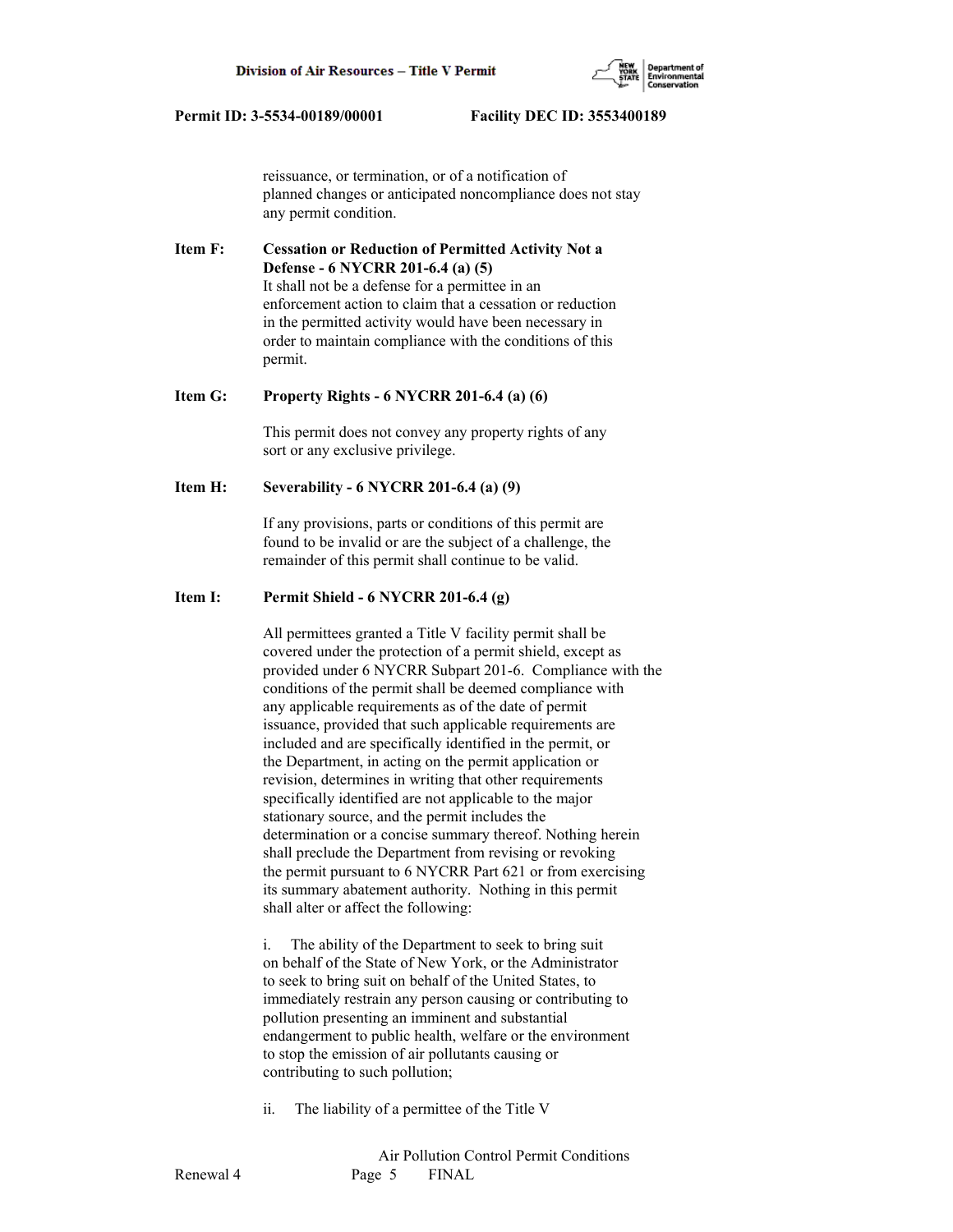reissuance, or termination, or of a notification of planned changes or anticipated noncompliance does not stay any permit condition.

**Item F: Cessation or Reduction of Permitted Activity Not a Defense - 6 NYCRR 201-6.4 (a) (5)**

It shall not be a defense for a permittee in an enforcement action to claim that a cessation or reduction in the permitted activity would have been necessary in order to maintain compliance with the conditions of this permit.

**Item G: Property Rights - 6 NYCRR 201-6.4 (a) (6)**

This permit does not convey any property rights of any sort or any exclusive privilege.

**Item H: Severability - 6 NYCRR 201-6.4 (a) (9)**

If any provisions, parts or conditions of this permit are found to be invalid or are the subject of a challenge, the remainder of this permit shall continue to be valid.

**Item I: Permit Shield - 6 NYCRR 201-6.4 (g)**

All permittees granted a Title V facility permit shall be covered under the protection of a permit shield, except as provided under 6 NYCRR Subpart 201-6. Compliance with the conditions of the permit shall be deemed compliance with any applicable requirements as of the date of permit issuance, provided that such applicable requirements are included and are specifically identified in the permit, or the Department, in acting on the permit application or revision, determines in writing that other requirements specifically identified are not applicable to the major stationary source, and the permit includes the determination or a concise summary thereof. Nothing herein shall preclude the Department from revising or revoking the permit pursuant to 6 NYCRR Part 621 or from exercising its summary abatement authority. Nothing in this permit shall alter or affect the following:

i. The ability of the Department to seek to bring suit on behalf of the State of New York, or the Administrator to seek to bring suit on behalf of the United States, to immediately restrain any person causing or contributing to pollution presenting an imminent and substantial endangerment to public health, welfare or the environment to stop the emission of air pollutants causing or contributing to such pollution;

ii. The liability of a permittee of the Title V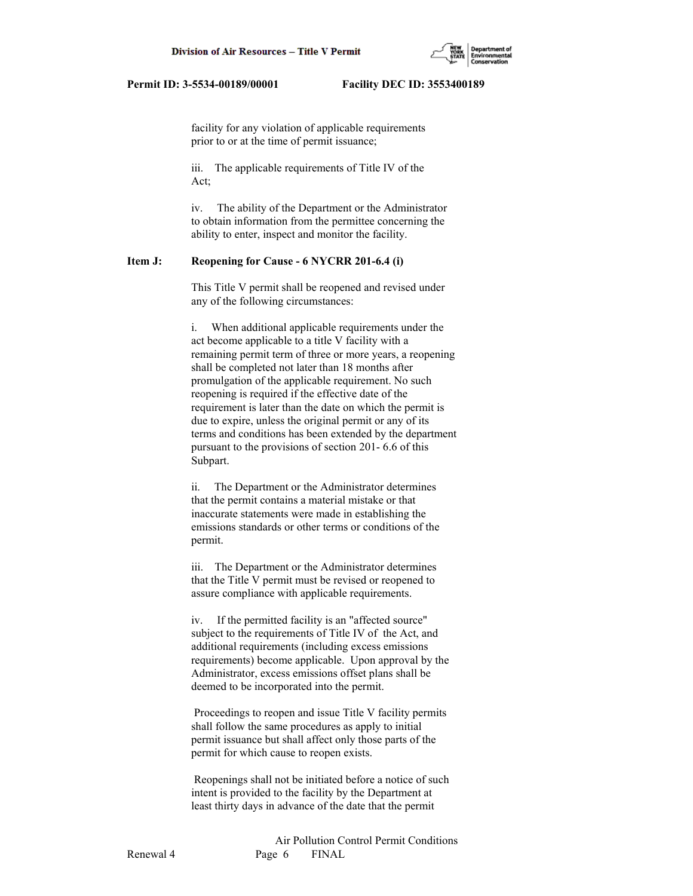facility for any violation of applicable requirements prior to or at the time of permit issuance;

iii. The applicable requirements of Title IV of the Act;

iv. The ability of the Department or the Administrator to obtain information from the permittee concerning the ability to enter, inspect and monitor the facility.

**Item J: Reopening for Cause - 6 NYCRR 201-6.4 (i)**

This Title V permit shall be reopened and revised under any of the following circumstances:

i. When additional applicable requirements under the act become applicable to a title V facility with a remaining permit term of three or more years, a reopening shall be completed not later than 18 months after promulgation of the applicable requirement. No such reopening is required if the effective date of the requirement is later than the date on which the permit is due to expire, unless the original permit or any of its terms and conditions has been extended by the department pursuant to the provisions of section 201- 6.6 of this Subpart.

ii. The Department or the Administrator determines that the permit contains a material mistake or that inaccurate statements were made in establishing the emissions standards or other terms or conditions of the permit.

iii. The Department or the Administrator determines that the Title V permit must be revised or reopened to assure compliance with applicable requirements.

iv. If the permitted facility is an "affected source" subject to the requirements of Title IV of the Act, and additional requirements (including excess emissions requirements) become applicable. Upon approval by the Administrator, excess emissions offset plans shall be deemed to be incorporated into the permit.

Proceedings to reopen and issue Title V facility permits shall follow the same procedures as apply to initial permit issuance but shall affect only those parts of the permit for which cause to reopen exists.

Reopenings shall not be initiated before a notice of such intent is provided to the facility by the Department at least thirty days in advance of the date that the permit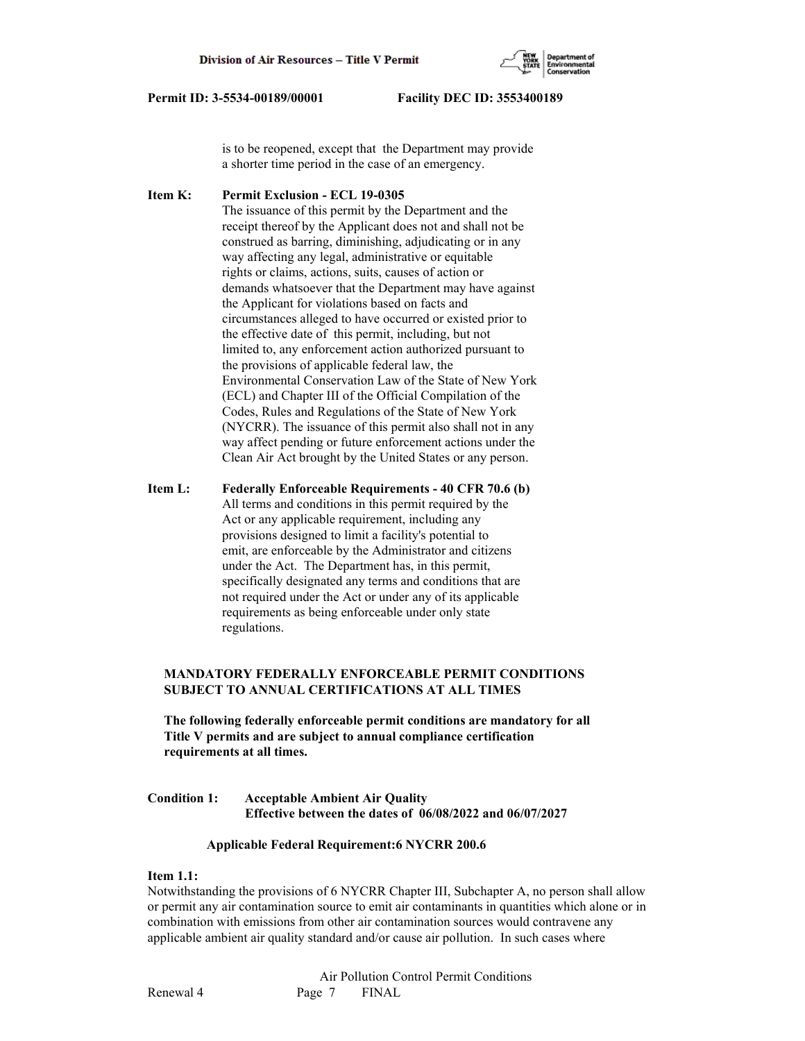is to be reopened, except that the Department may provide a shorter time period in the case of an emergency.

**Item K: Permit Exclusion - ECL 19-0305**

The issuance of this permit by the Department and the receipt thereof by the Applicant does not and shall not be construed as barring, diminishing, adjudicating or in any way affecting any legal, administrative or equitable rights or claims, actions, suits, causes of action or demands whatsoever that the Department may have against the Applicant for violations based on facts and circumstances alleged to have occurred or existed prior to the effective date of this permit, including, but not limited to, any enforcement action authorized pursuant to the provisions of applicable federal law, the Environmental Conservation Law of the State of New York (ECL) and Chapter III of the Official Compilation of the Codes, Rules and Regulations of the State of New York (NYCRR). The issuance of this permit also shall not in any way affect pending or future enforcement actions under the Clean Air Act brought by the United States or any person.

**Item L: Federally Enforceable Requirements - 40 CFR 70.6 (b)**

All terms and conditions in this permit required by the Act or any applicable requirement, including any provisions designed to limit a facility's potential to emit, are enforceable by the Administrator and citizens under the Act. The Department has, in this permit, specifically designated any terms and conditions that are not required under the Act or under any of its applicable requirements as being enforceable under only state regulations.

**MANDATORY FEDERALLY ENFORCEABLE PERMIT CONDITIONS SUBJECT TO ANNUAL CERTIFICATIONS AT ALL TIMES**

**The following federally enforceable permit conditions are mandatory for all Title V permits and are subject to annual compliance certification requirements at all times.**

**Condition 1: Acceptable Ambient Air Quality**
**Effective between the dates of 06/08/2022 and 06/07/2027**

**Applicable Federal Requirement:6 NYCRR 200.6**

**Item 1.1:**

Notwithstanding the provisions of 6 NYCRR Chapter III, Subchapter A, no person shall allow or permit any air contamination source to emit air contaminants in quantities which alone or in combination with emissions from other air contamination sources would contravene any applicable ambient air quality standard and/or cause air pollution. In such cases where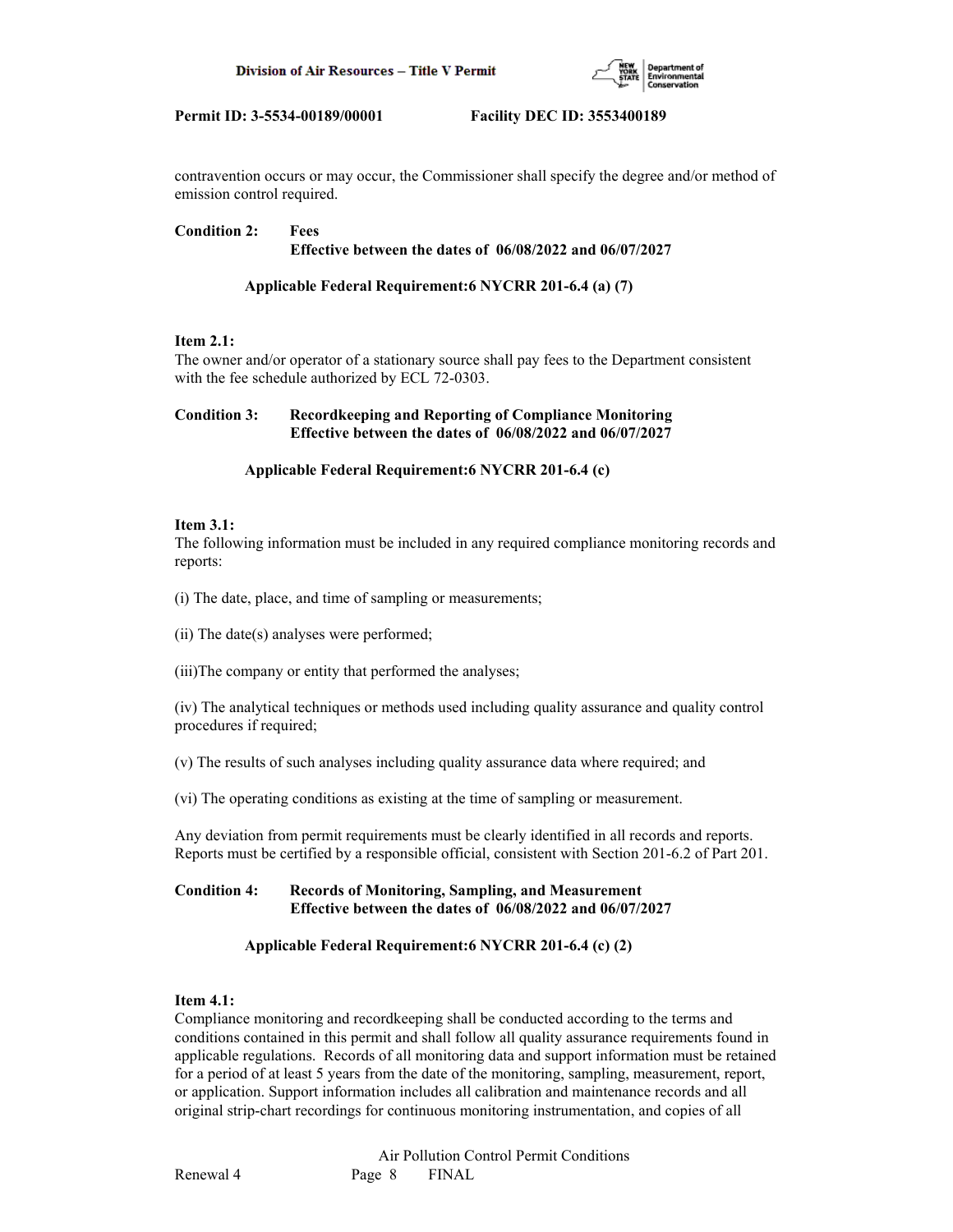contravention occurs or may occur, the Commissioner shall specify the degree and/or method of emission control required.

**Condition 2: Fees**
**Effective between the dates of 06/08/2022 and 06/07/2027**

**Applicable Federal Requirement:6 NYCRR 201-6.4 (a) (7)**

**Item 2.1:**
The owner and/or operator of a stationary source shall pay fees to the Department consistent with the fee schedule authorized by ECL 72-0303.

**Condition 3: Recordkeeping and Reporting of Compliance Monitoring**
**Effective between the dates of 06/08/2022 and 06/07/2027**

**Applicable Federal Requirement:6 NYCRR 201-6.4 (c)**

**Item 3.1:**
The following information must be included in any required compliance monitoring records and reports:

(i) The date, place, and time of sampling or measurements;

(ii) The date(s) analyses were performed;

(iii)The company or entity that performed the analyses;

(iv) The analytical techniques or methods used including quality assurance and quality control procedures if required;

(v) The results of such analyses including quality assurance data where required; and

(vi) The operating conditions as existing at the time of sampling or measurement.

Any deviation from permit requirements must be clearly identified in all records and reports. Reports must be certified by a responsible official, consistent with Section 201-6.2 of Part 201.

**Condition 4: Records of Monitoring, Sampling, and Measurement**
**Effective between the dates of 06/08/2022 and 06/07/2027**

**Applicable Federal Requirement:6 NYCRR 201-6.4 (c) (2)**

**Item 4.1:**
Compliance monitoring and recordkeeping shall be conducted according to the terms and conditions contained in this permit and shall follow all quality assurance requirements found in applicable regulations. Records of all monitoring data and support information must be retained for a period of at least 5 years from the date of the monitoring, sampling, measurement, report, or application. Support information includes all calibration and maintenance records and all original strip-chart recordings for continuous monitoring instrumentation, and copies of all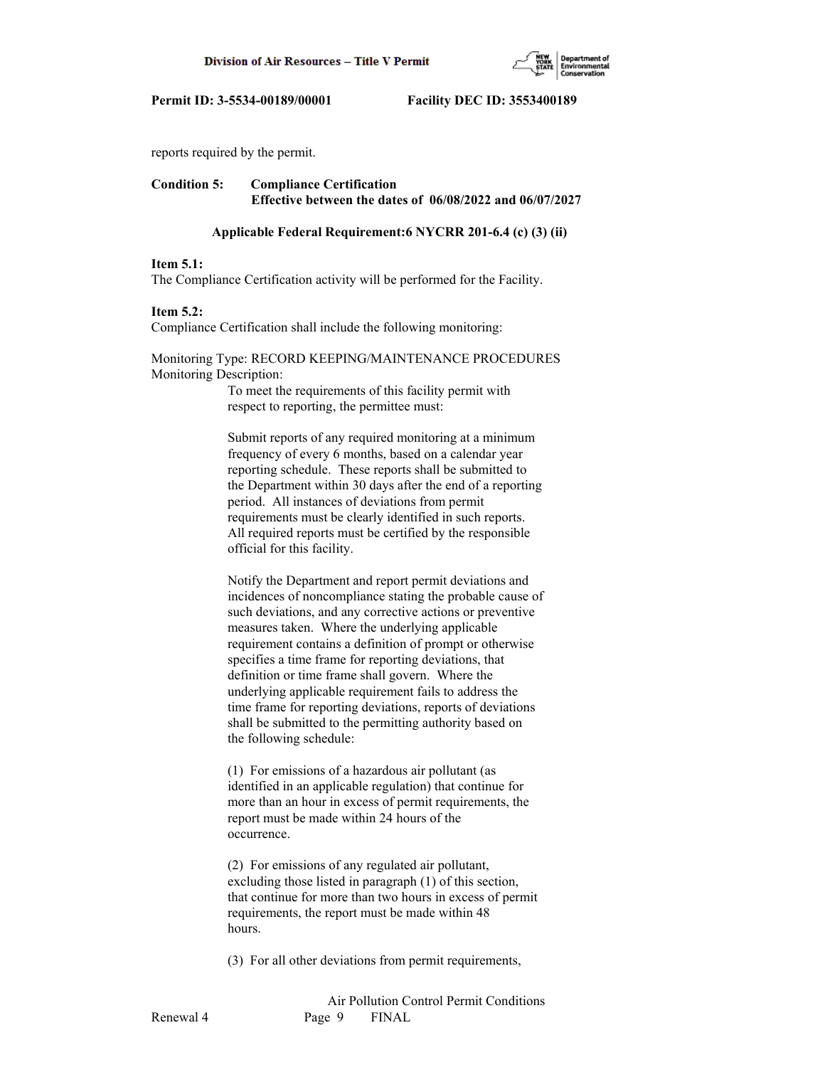reports required by the permit.

**Condition 5: Compliance Certification**
**Effective between the dates of 06/08/2022 and 06/07/2027**

**Applicable Federal Requirement:6 NYCRR 201-6.4 (c) (3) (ii)**

**Item 5.1:**
The Compliance Certification activity will be performed for the Facility.

**Item 5.2:**
Compliance Certification shall include the following monitoring:

Monitoring Type: RECORD KEEPING/MAINTENANCE PROCEDURES
Monitoring Description:

To meet the requirements of this facility permit with respect to reporting, the permittee must:

Submit reports of any required monitoring at a minimum frequency of every 6 months, based on a calendar year reporting schedule. These reports shall be submitted to the Department within 30 days after the end of a reporting period. All instances of deviations from permit requirements must be clearly identified in such reports. All required reports must be certified by the responsible official for this facility.

Notify the Department and report permit deviations and incidences of noncompliance stating the probable cause of such deviations, and any corrective actions or preventive measures taken. Where the underlying applicable requirement contains a definition of prompt or otherwise specifies a time frame for reporting deviations, that definition or time frame shall govern. Where the underlying applicable requirement fails to address the time frame for reporting deviations, reports of deviations shall be submitted to the permitting authority based on the following schedule:

(1) For emissions of a hazardous air pollutant (as identified in an applicable regulation) that continue for more than an hour in excess of permit requirements, the report must be made within 24 hours of the occurrence.

(2) For emissions of any regulated air pollutant, excluding those listed in paragraph (1) of this section, that continue for more than two hours in excess of permit requirements, the report must be made within 48 hours.

(3) For all other deviations from permit requirements,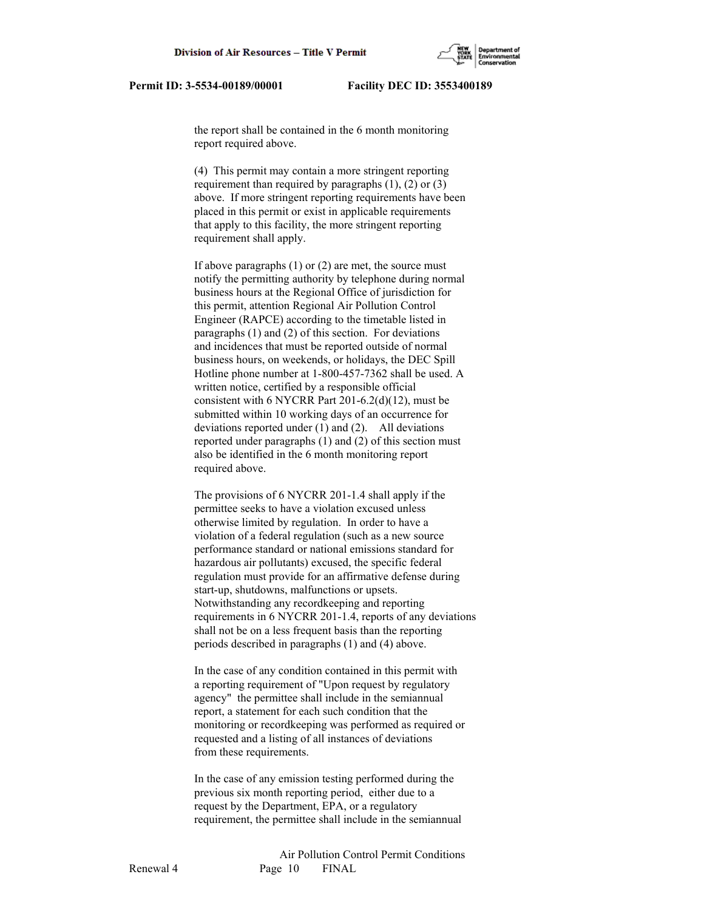the report shall be contained in the 6 month monitoring report required above.

(4) This permit may contain a more stringent reporting requirement than required by paragraphs (1), (2) or (3) above. If more stringent reporting requirements have been placed in this permit or exist in applicable requirements that apply to this facility, the more stringent reporting requirement shall apply.

If above paragraphs (1) or (2) are met, the source must notify the permitting authority by telephone during normal business hours at the Regional Office of jurisdiction for this permit, attention Regional Air Pollution Control Engineer (RAPCE) according to the timetable listed in paragraphs (1) and (2) of this section. For deviations and incidences that must be reported outside of normal business hours, on weekends, or holidays, the DEC Spill Hotline phone number at 1-800-457-7362 shall be used. A written notice, certified by a responsible official consistent with 6 NYCRR Part 201-6.2(d)(12), must be submitted within 10 working days of an occurrence for deviations reported under (1) and (2). All deviations reported under paragraphs (1) and (2) of this section must also be identified in the 6 month monitoring report required above.

The provisions of 6 NYCRR 201-1.4 shall apply if the permittee seeks to have a violation excused unless otherwise limited by regulation. In order to have a violation of a federal regulation (such as a new source performance standard or national emissions standard for hazardous air pollutants) excused, the specific federal regulation must provide for an affirmative defense during start-up, shutdowns, malfunctions or upsets. Notwithstanding any recordkeeping and reporting requirements in 6 NYCRR 201-1.4, reports of any deviations shall not be on a less frequent basis than the reporting periods described in paragraphs (1) and (4) above.

In the case of any condition contained in this permit with a reporting requirement of "Upon request by regulatory agency" the permittee shall include in the semiannual report, a statement for each such condition that the monitoring or recordkeeping was performed as required or requested and a listing of all instances of deviations from these requirements.

In the case of any emission testing performed during the previous six month reporting period, either due to a request by the Department, EPA, or a regulatory requirement, the permittee shall include in the semiannual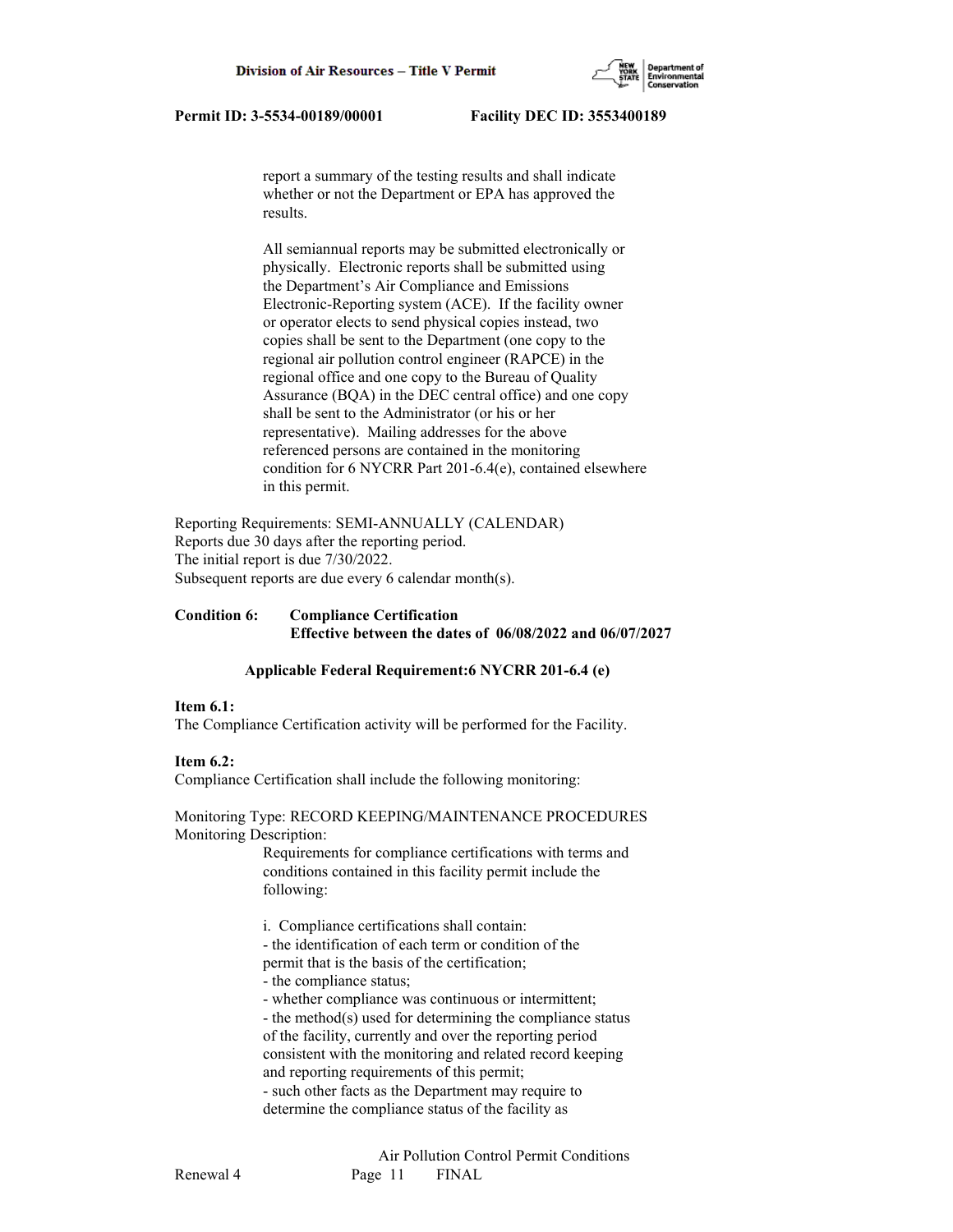report a summary of the testing results and shall indicate whether or not the Department or EPA has approved the results.

All semiannual reports may be submitted electronically or physically. Electronic reports shall be submitted using the Department's Air Compliance and Emissions Electronic-Reporting system (ACE). If the facility owner or operator elects to send physical copies instead, two copies shall be sent to the Department (one copy to the regional air pollution control engineer (RAPCE) in the regional office and one copy to the Bureau of Quality Assurance (BQA) in the DEC central office) and one copy shall be sent to the Administrator (or his or her representative). Mailing addresses for the above referenced persons are contained in the monitoring condition for 6 NYCRR Part 201-6.4(e), contained elsewhere in this permit.

Reporting Requirements: SEMI-ANNUALLY (CALENDAR)
Reports due 30 days after the reporting period.
The initial report is due 7/30/2022.
Subsequent reports are due every 6 calendar month(s).

**Condition 6: Compliance Certification**
**Effective between the dates of 06/08/2022 and 06/07/2027**

**Applicable Federal Requirement:6 NYCRR 201-6.4 (e)**

**Item 6.1:**
The Compliance Certification activity will be performed for the Facility.

**Item 6.2:**
Compliance Certification shall include the following monitoring:

Monitoring Type: RECORD KEEPING/MAINTENANCE PROCEDURES
Monitoring Description:

Requirements for compliance certifications with terms and conditions contained in this facility permit include the following:

i. Compliance certifications shall contain:
- the identification of each term or condition of the permit that is the basis of the certification;
- the compliance status;
- whether compliance was continuous or intermittent;
- the method(s) used for determining the compliance status of the facility, currently and over the reporting period consistent with the monitoring and related record keeping and reporting requirements of this permit;
- such other facts as the Department may require to determine the compliance status of the facility as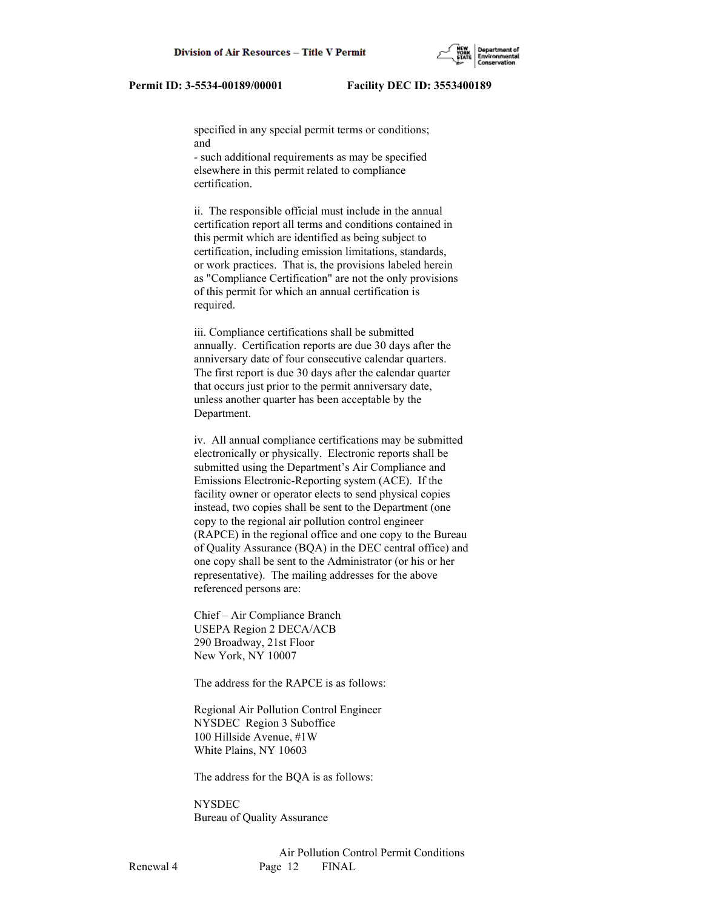specified in any special permit terms or conditions; and

- such additional requirements as may be specified elsewhere in this permit related to compliance certification.

ii. The responsible official must include in the annual certification report all terms and conditions contained in this permit which are identified as being subject to certification, including emission limitations, standards, or work practices. That is, the provisions labeled herein as "Compliance Certification" are not the only provisions of this permit for which an annual certification is required.

iii. Compliance certifications shall be submitted annually. Certification reports are due 30 days after the anniversary date of four consecutive calendar quarters. The first report is due 30 days after the calendar quarter that occurs just prior to the permit anniversary date, unless another quarter has been acceptable by the Department.

iv. All annual compliance certifications may be submitted electronically or physically. Electronic reports shall be submitted using the Department's Air Compliance and Emissions Electronic-Reporting system (ACE). If the facility owner or operator elects to send physical copies instead, two copies shall be sent to the Department (one copy to the regional air pollution control engineer (RAPCE) in the regional office and one copy to the Bureau of Quality Assurance (BQA) in the DEC central office) and one copy shall be sent to the Administrator (or his or her representative). The mailing addresses for the above referenced persons are:

Chief – Air Compliance Branch
USEPA Region 2 DECA/ACB
290 Broadway, 21st Floor
New York, NY 10007

The address for the RAPCE is as follows:

Regional Air Pollution Control Engineer
NYSDEC Region 3 Suboffice
100 Hillside Avenue, #1W
White Plains, NY 10603

The address for the BQA is as follows:

NYSDEC
Bureau of Quality Assurance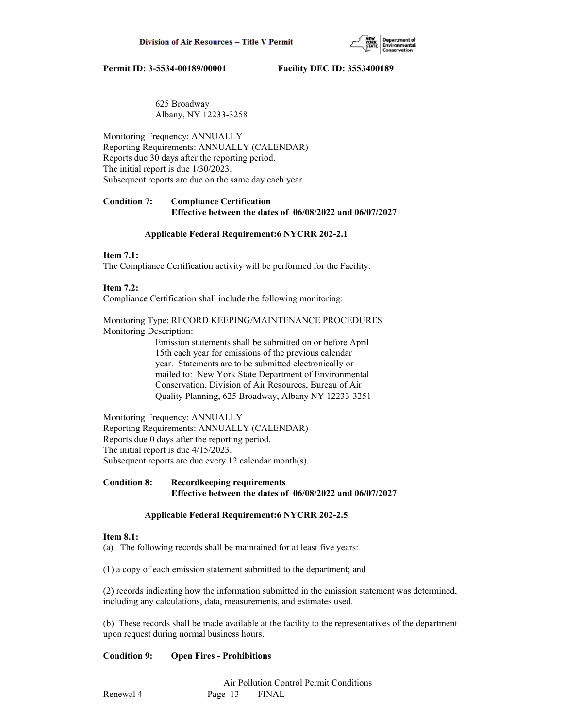625 Broadway
Albany, NY 12233-3258

Monitoring Frequency: ANNUALLY
Reporting Requirements: ANNUALLY (CALENDAR)
Reports due 30 days after the reporting period.
The initial report is due 1/30/2023.
Subsequent reports are due on the same day each year

**Condition 7: Compliance Certification**
**Effective between the dates of 06/08/2022 and 06/07/2027**

**Applicable Federal Requirement:6 NYCRR 202-2.1**

**Item 7.1:**
The Compliance Certification activity will be performed for the Facility.

**Item 7.2:**
Compliance Certification shall include the following monitoring:

Monitoring Type: RECORD KEEPING/MAINTENANCE PROCEDURES
Monitoring Description:

Emission statements shall be submitted on or before April 15th each year for emissions of the previous calendar year. Statements are to be submitted electronically or mailed to: New York State Department of Environmental Conservation, Division of Air Resources, Bureau of Air Quality Planning, 625 Broadway, Albany NY 12233-3251

Monitoring Frequency: ANNUALLY
Reporting Requirements: ANNUALLY (CALENDAR)
Reports due 0 days after the reporting period.
The initial report is due 4/15/2023.
Subsequent reports are due every 12 calendar month(s).

**Condition 8: Recordkeeping requirements**
**Effective between the dates of 06/08/2022 and 06/07/2027**

**Applicable Federal Requirement:6 NYCRR 202-2.5**

**Item 8.1:**
(a) The following records shall be maintained for at least five years:

(1) a copy of each emission statement submitted to the department; and

(2) records indicating how the information submitted in the emission statement was determined, including any calculations, data, measurements, and estimates used.

(b) These records shall be made available at the facility to the representatives of the department upon request during normal business hours.

**Condition 9: Open Fires - Prohibitions**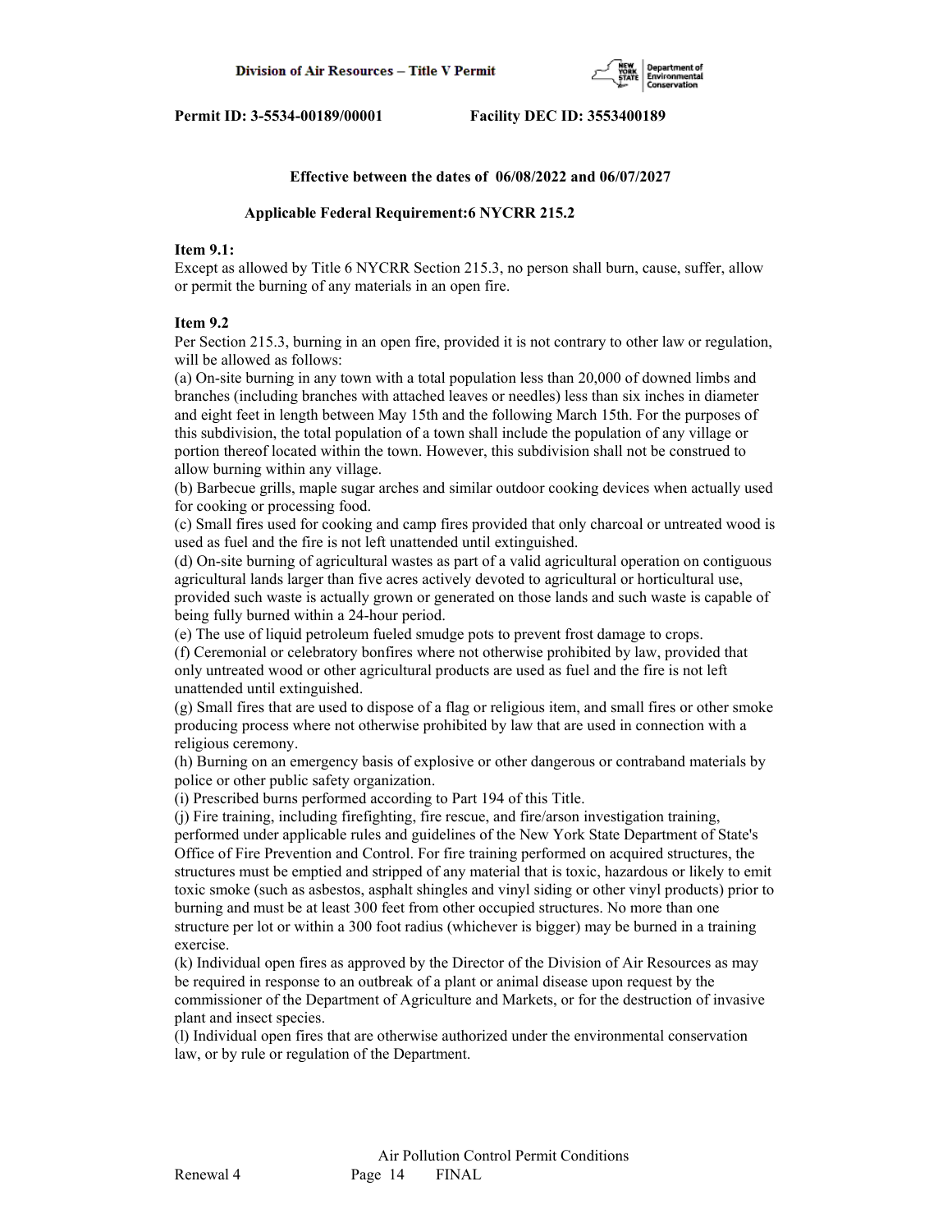**Effective between the dates of 06/08/2022 and 06/07/2027**

**Applicable Federal Requirement:6 NYCRR 215.2**

**Item 9.1:**
Except as allowed by Title 6 NYCRR Section 215.3, no person shall burn, cause, suffer, allow or permit the burning of any materials in an open fire.

**Item 9.2**
Per Section 215.3, burning in an open fire, provided it is not contrary to other law or regulation, will be allowed as follows:

(a) On-site burning in any town with a total population less than 20,000 of downed limbs and branches (including branches with attached leaves or needles) less than six inches in diameter and eight feet in length between May 15th and the following March 15th. For the purposes of this subdivision, the total population of a town shall include the population of any village or portion thereof located within the town. However, this subdivision shall not be construed to allow burning within any village.

(b) Barbecue grills, maple sugar arches and similar outdoor cooking devices when actually used for cooking or processing food.

(c) Small fires used for cooking and camp fires provided that only charcoal or untreated wood is used as fuel and the fire is not left unattended until extinguished.

(d) On-site burning of agricultural wastes as part of a valid agricultural operation on contiguous agricultural lands larger than five acres actively devoted to agricultural or horticultural use, provided such waste is actually grown or generated on those lands and such waste is capable of being fully burned within a 24-hour period.

(e) The use of liquid petroleum fueled smudge pots to prevent frost damage to crops.

(f) Ceremonial or celebratory bonfires where not otherwise prohibited by law, provided that only untreated wood or other agricultural products are used as fuel and the fire is not left unattended until extinguished.

(g) Small fires that are used to dispose of a flag or religious item, and small fires or other smoke producing process where not otherwise prohibited by law that are used in connection with a religious ceremony.

(h) Burning on an emergency basis of explosive or other dangerous or contraband materials by police or other public safety organization.

(i) Prescribed burns performed according to Part 194 of this Title.

(j) Fire training, including firefighting, fire rescue, and fire/arson investigation training, performed under applicable rules and guidelines of the New York State Department of State's Office of Fire Prevention and Control. For fire training performed on acquired structures, the structures must be emptied and stripped of any material that is toxic, hazardous or likely to emit toxic smoke (such as asbestos, asphalt shingles and vinyl siding or other vinyl products) prior to burning and must be at least 300 feet from other occupied structures. No more than one structure per lot or within a 300 foot radius (whichever is bigger) may be burned in a training exercise.

(k) Individual open fires as approved by the Director of the Division of Air Resources as may be required in response to an outbreak of a plant or animal disease upon request by the commissioner of the Department of Agriculture and Markets, or for the destruction of invasive plant and insect species.

(l) Individual open fires that are otherwise authorized under the environmental conservation law, or by rule or regulation of the Department.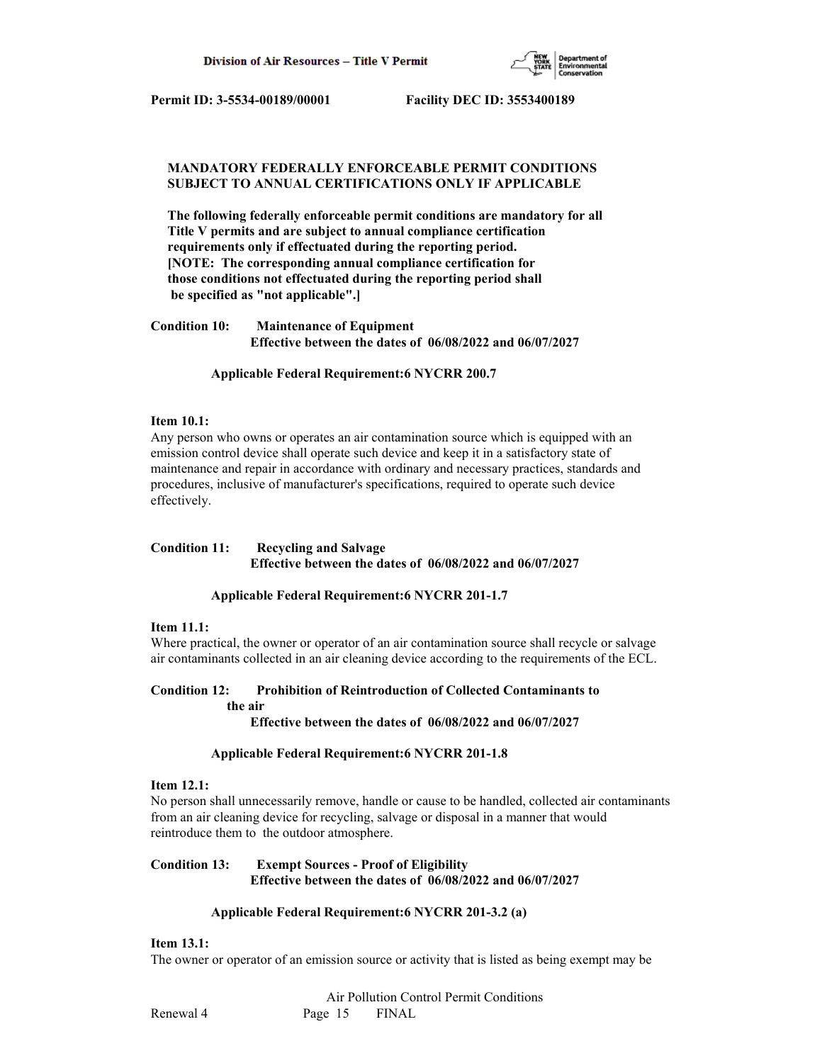**MANDATORY FEDERALLY ENFORCEABLE PERMIT CONDITIONS SUBJECT TO ANNUAL CERTIFICATIONS ONLY IF APPLICABLE**

**The following federally enforceable permit conditions are mandatory for all Title V permits and are subject to annual compliance certification requirements only if effectuated during the reporting period. [NOTE: The corresponding annual compliance certification for those conditions not effectuated during the reporting period shall be specified as "not applicable".]**

**Condition 10: Maintenance of Equipment**
**Effective between the dates of 06/08/2022 and 06/07/2027**

**Applicable Federal Requirement:6 NYCRR 200.7**

**Item 10.1:**
Any person who owns or operates an air contamination source which is equipped with an emission control device shall operate such device and keep it in a satisfactory state of maintenance and repair in accordance with ordinary and necessary practices, standards and procedures, inclusive of manufacturer's specifications, required to operate such device effectively.

**Condition 11: Recycling and Salvage**
**Effective between the dates of 06/08/2022 and 06/07/2027**

**Applicable Federal Requirement:6 NYCRR 201-1.7**

**Item 11.1:**
Where practical, the owner or operator of an air contamination source shall recycle or salvage air contaminants collected in an air cleaning device according to the requirements of the ECL.

**Condition 12: Prohibition of Reintroduction of Collected Contaminants to the air**
**Effective between the dates of 06/08/2022 and 06/07/2027**

**Applicable Federal Requirement:6 NYCRR 201-1.8**

**Item 12.1:**
No person shall unnecessarily remove, handle or cause to be handled, collected air contaminants from an air cleaning device for recycling, salvage or disposal in a manner that would reintroduce them to the outdoor atmosphere.

**Condition 13: Exempt Sources - Proof of Eligibility**
**Effective between the dates of 06/08/2022 and 06/07/2027**

**Applicable Federal Requirement:6 NYCRR 201-3.2 (a)**

**Item 13.1:**
The owner or operator of an emission source or activity that is listed as being exempt may be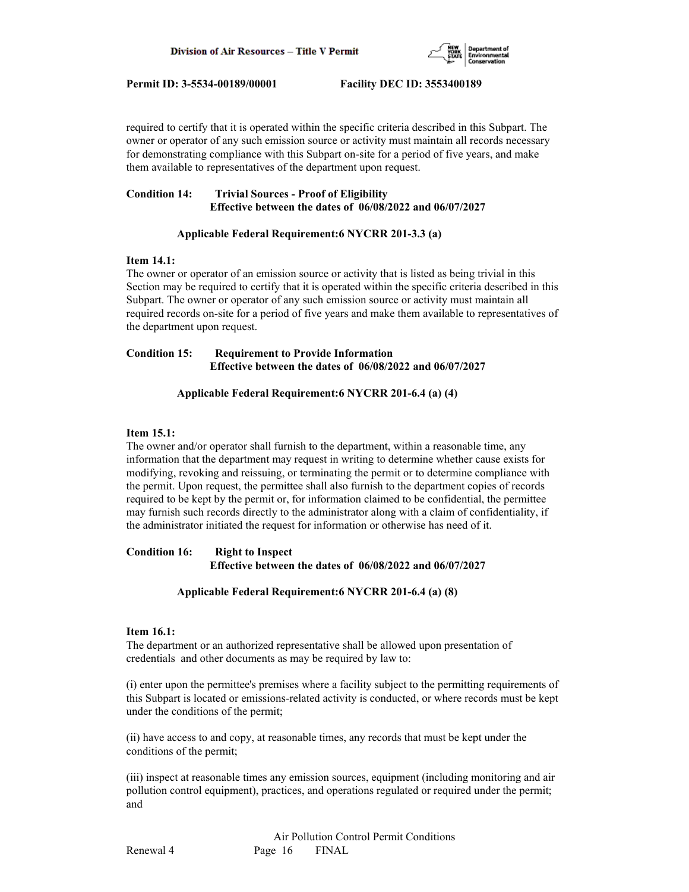required to certify that it is operated within the specific criteria described in this Subpart. The owner or operator of any such emission source or activity must maintain all records necessary for demonstrating compliance with this Subpart on-site for a period of five years, and make them available to representatives of the department upon request.

**Condition 14: Trivial Sources - Proof of Eligibility**
**Effective between the dates of 06/08/2022 and 06/07/2027**

**Applicable Federal Requirement:6 NYCRR 201-3.3 (a)**

**Item 14.1:**
The owner or operator of an emission source or activity that is listed as being trivial in this Section may be required to certify that it is operated within the specific criteria described in this Subpart. The owner or operator of any such emission source or activity must maintain all required records on-site for a period of five years and make them available to representatives of the department upon request.

**Condition 15: Requirement to Provide Information**
**Effective between the dates of 06/08/2022 and 06/07/2027**

**Applicable Federal Requirement:6 NYCRR 201-6.4 (a) (4)**

**Item 15.1:**
The owner and/or operator shall furnish to the department, within a reasonable time, any information that the department may request in writing to determine whether cause exists for modifying, revoking and reissuing, or terminating the permit or to determine compliance with the permit. Upon request, the permittee shall also furnish to the department copies of records required to be kept by the permit or, for information claimed to be confidential, the permittee may furnish such records directly to the administrator along with a claim of confidentiality, if the administrator initiated the request for information or otherwise has need of it.

**Condition 16: Right to Inspect**
**Effective between the dates of 06/08/2022 and 06/07/2027**

**Applicable Federal Requirement:6 NYCRR 201-6.4 (a) (8)**

**Item 16.1:**
The department or an authorized representative shall be allowed upon presentation of credentials and other documents as may be required by law to:

(i) enter upon the permittee's premises where a facility subject to the permitting requirements of this Subpart is located or emissions-related activity is conducted, or where records must be kept under the conditions of the permit;

(ii) have access to and copy, at reasonable times, any records that must be kept under the conditions of the permit;

(iii) inspect at reasonable times any emission sources, equipment (including monitoring and air pollution control equipment), practices, and operations regulated or required under the permit; and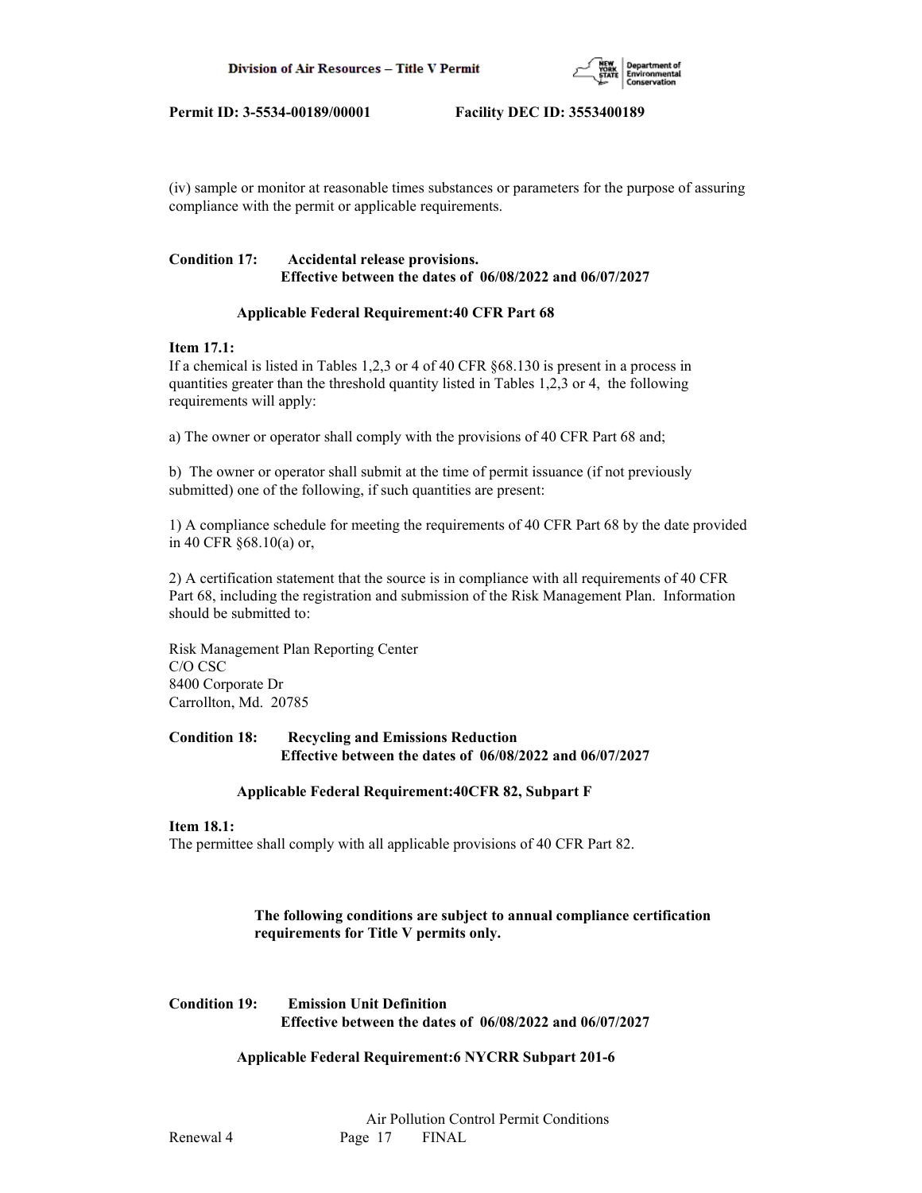(iv) sample or monitor at reasonable times substances or parameters for the purpose of assuring compliance with the permit or applicable requirements.

**Condition 17: Accidental release provisions.**
**Effective between the dates of 06/08/2022 and 06/07/2027**

**Applicable Federal Requirement:40 CFR Part 68**

**Item 17.1:**
If a chemical is listed in Tables 1,2,3 or 4 of 40 CFR §68.130 is present in a process in quantities greater than the threshold quantity listed in Tables 1,2,3 or 4, the following requirements will apply:

a) The owner or operator shall comply with the provisions of 40 CFR Part 68 and;

b) The owner or operator shall submit at the time of permit issuance (if not previously submitted) one of the following, if such quantities are present:

1) A compliance schedule for meeting the requirements of 40 CFR Part 68 by the date provided in 40 CFR §68.10(a) or,

2) A certification statement that the source is in compliance with all requirements of 40 CFR Part 68, including the registration and submission of the Risk Management Plan. Information should be submitted to:

Risk Management Plan Reporting Center
C/O CSC
8400 Corporate Dr
Carrollton, Md. 20785

**Condition 18: Recycling and Emissions Reduction**
**Effective between the dates of 06/08/2022 and 06/07/2027**

**Applicable Federal Requirement:40CFR 82, Subpart F**

**Item 18.1:**
The permittee shall comply with all applicable provisions of 40 CFR Part 82.

**The following conditions are subject to annual compliance certification requirements for Title V permits only.**

**Condition 19: Emission Unit Definition**
**Effective between the dates of 06/08/2022 and 06/07/2027**

**Applicable Federal Requirement:6 NYCRR Subpart 201-6**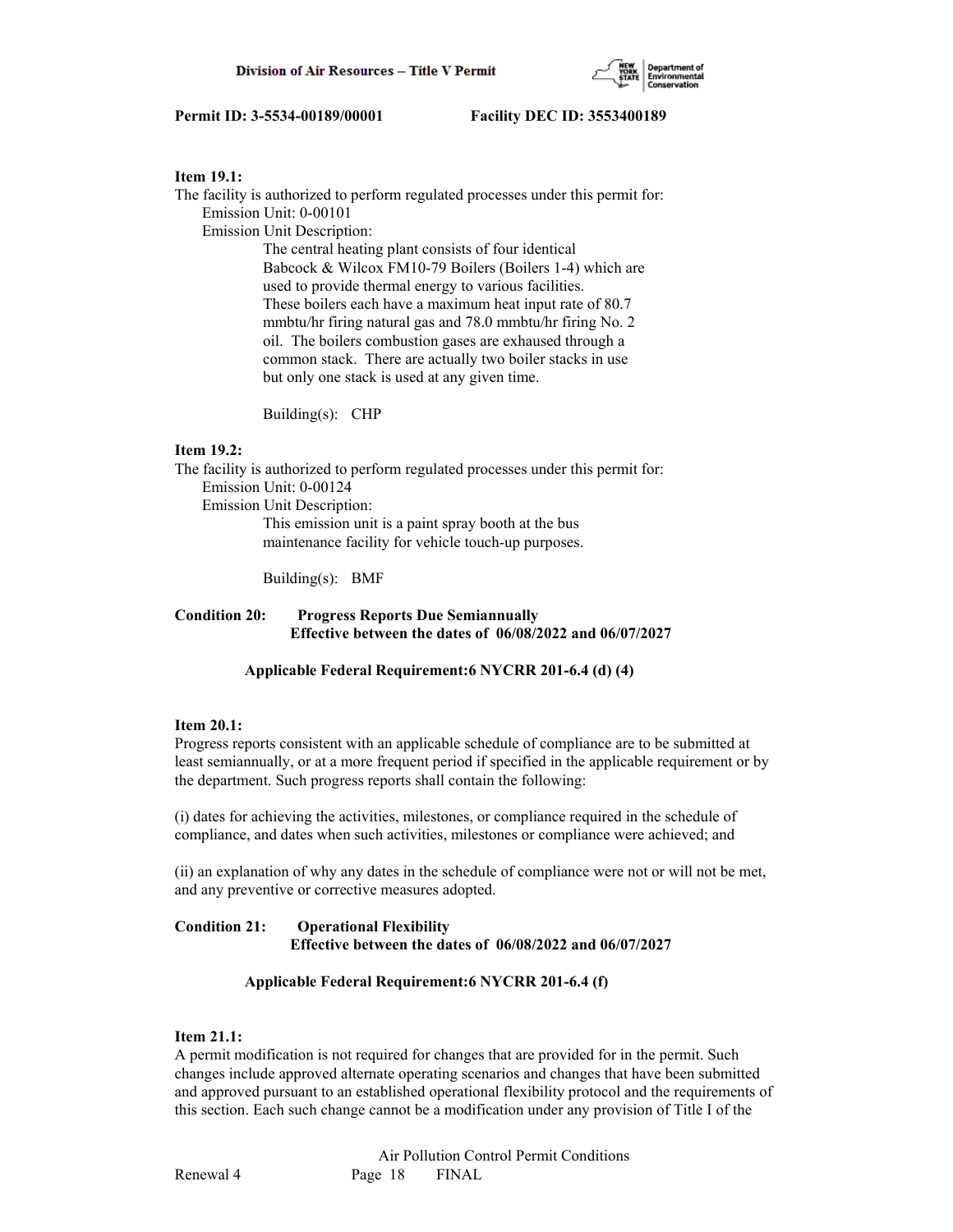**Item 19.1:**
The facility is authorized to perform regulated processes under this permit for:
Emission Unit: 0-00101
Emission Unit Description:
The central heating plant consists of four identical Babcock & Wilcox FM10-79 Boilers (Boilers 1-4) which are used to provide thermal energy to various facilities. These boilers each have a maximum heat input rate of 80.7 mmbtu/hr firing natural gas and 78.0 mmbtu/hr firing No. 2 oil. The boilers combustion gases are exhausted through a common stack. There are actually two boiler stacks in use but only one stack is used at any given time.

Building(s): CHP

**Item 19.2:**
The facility is authorized to perform regulated processes under this permit for:
Emission Unit: 0-00124
Emission Unit Description:
This emission unit is a paint spray booth at the bus maintenance facility for vehicle touch-up purposes.

Building(s): BMF

**Condition 20: Progress Reports Due Semiannually**
**Effective between the dates of 06/08/2022 and 06/07/2027**

**Applicable Federal Requirement:6 NYCRR 201-6.4 (d) (4)**

**Item 20.1:**
Progress reports consistent with an applicable schedule of compliance are to be submitted at least semiannually, or at a more frequent period if specified in the applicable requirement or by the department. Such progress reports shall contain the following:

(i) dates for achieving the activities, milestones, or compliance required in the schedule of compliance, and dates when such activities, milestones or compliance were achieved; and

(ii) an explanation of why any dates in the schedule of compliance were not or will not be met, and any preventive or corrective measures adopted.

**Condition 21: Operational Flexibility**
**Effective between the dates of 06/08/2022 and 06/07/2027**

**Applicable Federal Requirement:6 NYCRR 201-6.4 (f)**

**Item 21.1:**
A permit modification is not required for changes that are provided for in the permit. Such changes include approved alternate operating scenarios and changes that have been submitted and approved pursuant to an established operational flexibility protocol and the requirements of this section. Each such change cannot be a modification under any provision of Title I of the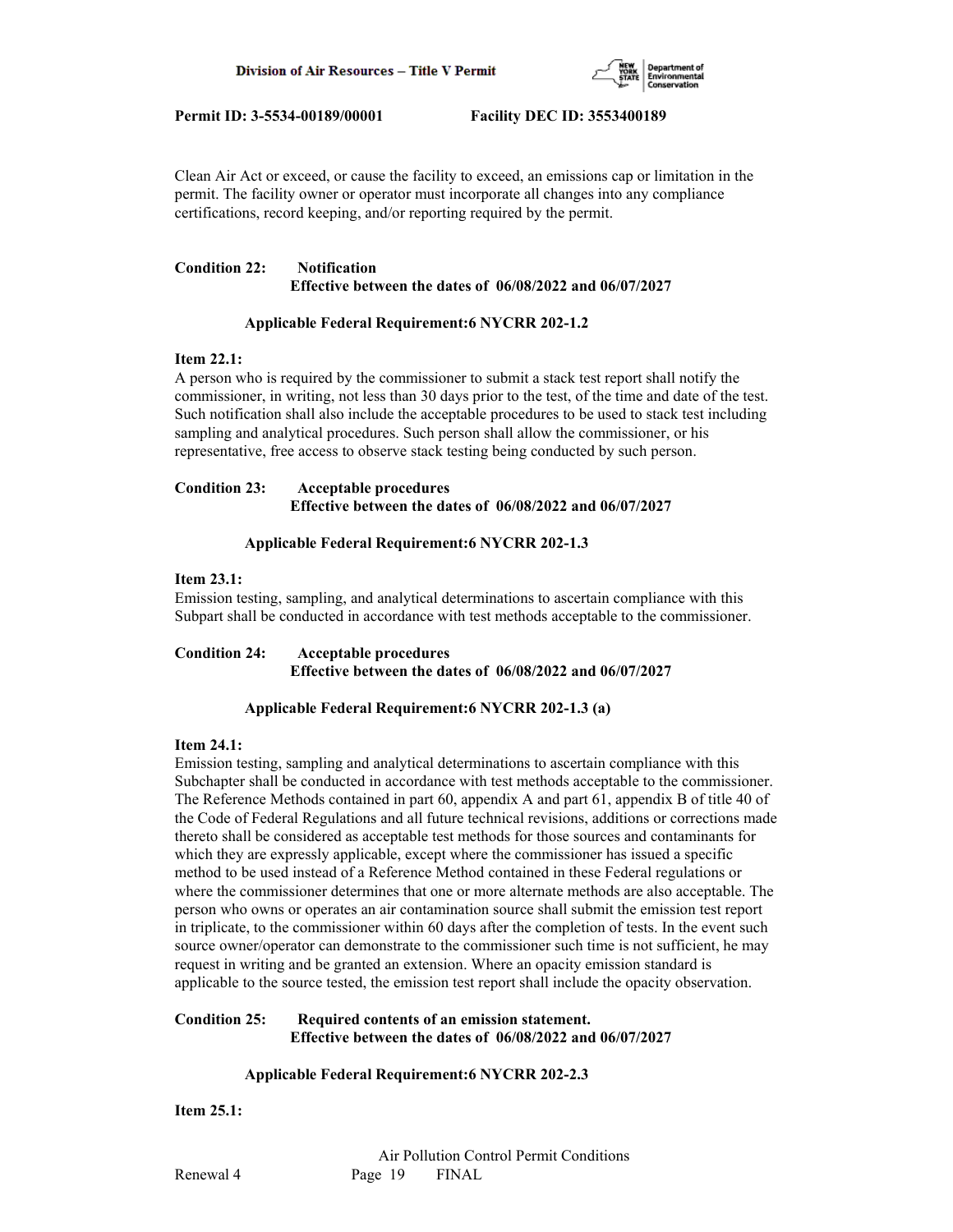Clean Air Act or exceed, or cause the facility to exceed, an emissions cap or limitation in the permit. The facility owner or operator must incorporate all changes into any compliance certifications, record keeping, and/or reporting required by the permit.

**Condition 22: Notification**
**Effective between the dates of 06/08/2022 and 06/07/2027**

**Applicable Federal Requirement:6 NYCRR 202-1.2**

**Item 22.1:**
A person who is required by the commissioner to submit a stack test report shall notify the commissioner, in writing, not less than 30 days prior to the test, of the time and date of the test. Such notification shall also include the acceptable procedures to be used to stack test including sampling and analytical procedures. Such person shall allow the commissioner, or his representative, free access to observe stack testing being conducted by such person.

**Condition 23: Acceptable procedures**
**Effective between the dates of 06/08/2022 and 06/07/2027**

**Applicable Federal Requirement:6 NYCRR 202-1.3**

**Item 23.1:**
Emission testing, sampling, and analytical determinations to ascertain compliance with this Subpart shall be conducted in accordance with test methods acceptable to the commissioner.

**Condition 24: Acceptable procedures**
**Effective between the dates of 06/08/2022 and 06/07/2027**

**Applicable Federal Requirement:6 NYCRR 202-1.3 (a)**

**Item 24.1:**
Emission testing, sampling and analytical determinations to ascertain compliance with this Subchapter shall be conducted in accordance with test methods acceptable to the commissioner. The Reference Methods contained in part 60, appendix A and part 61, appendix B of title 40 of the Code of Federal Regulations and all future technical revisions, additions or corrections made thereto shall be considered as acceptable test methods for those sources and contaminants for which they are expressly applicable, except where the commissioner has issued a specific method to be used instead of a Reference Method contained in these Federal regulations or where the commissioner determines that one or more alternate methods are also acceptable. The person who owns or operates an air contamination source shall submit the emission test report in triplicate, to the commissioner within 60 days after the completion of tests. In the event such source owner/operator can demonstrate to the commissioner such time is not sufficient, he may request in writing and be granted an extension. Where an opacity emission standard is applicable to the source tested, the emission test report shall include the opacity observation.

**Condition 25: Required contents of an emission statement.**
**Effective between the dates of 06/08/2022 and 06/07/2027**

**Applicable Federal Requirement:6 NYCRR 202-2.3**

**Item 25.1:**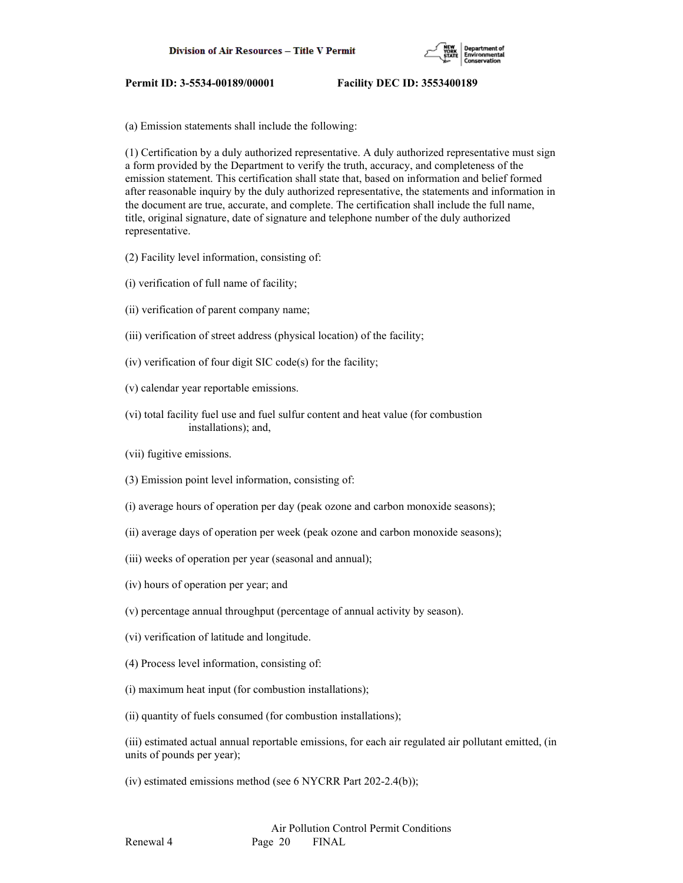(a) Emission statements shall include the following:

(1) Certification by a duly authorized representative. A duly authorized representative must sign a form provided by the Department to verify the truth, accuracy, and completeness of the emission statement. This certification shall state that, based on information and belief formed after reasonable inquiry by the duly authorized representative, the statements and information in the document are true, accurate, and complete. The certification shall include the full name, title, original signature, date of signature and telephone number of the duly authorized representative.

(2) Facility level information, consisting of:

(i) verification of full name of facility;

(ii) verification of parent company name;

(iii) verification of street address (physical location) of the facility;

(iv) verification of four digit SIC code(s) for the facility;

(v) calendar year reportable emissions.

(vi) total facility fuel use and fuel sulfur content and heat value (for combustion installations); and,

(vii) fugitive emissions.

(3) Emission point level information, consisting of:

(i) average hours of operation per day (peak ozone and carbon monoxide seasons);

(ii) average days of operation per week (peak ozone and carbon monoxide seasons);

(iii) weeks of operation per year (seasonal and annual);

(iv) hours of operation per year; and

(v) percentage annual throughput (percentage of annual activity by season).

(vi) verification of latitude and longitude.

(4) Process level information, consisting of:

(i) maximum heat input (for combustion installations);

(ii) quantity of fuels consumed (for combustion installations);

(iii) estimated actual annual reportable emissions, for each air regulated air pollutant emitted, (in units of pounds per year);

(iv) estimated emissions method (see 6 NYCRR Part 202-2.4(b));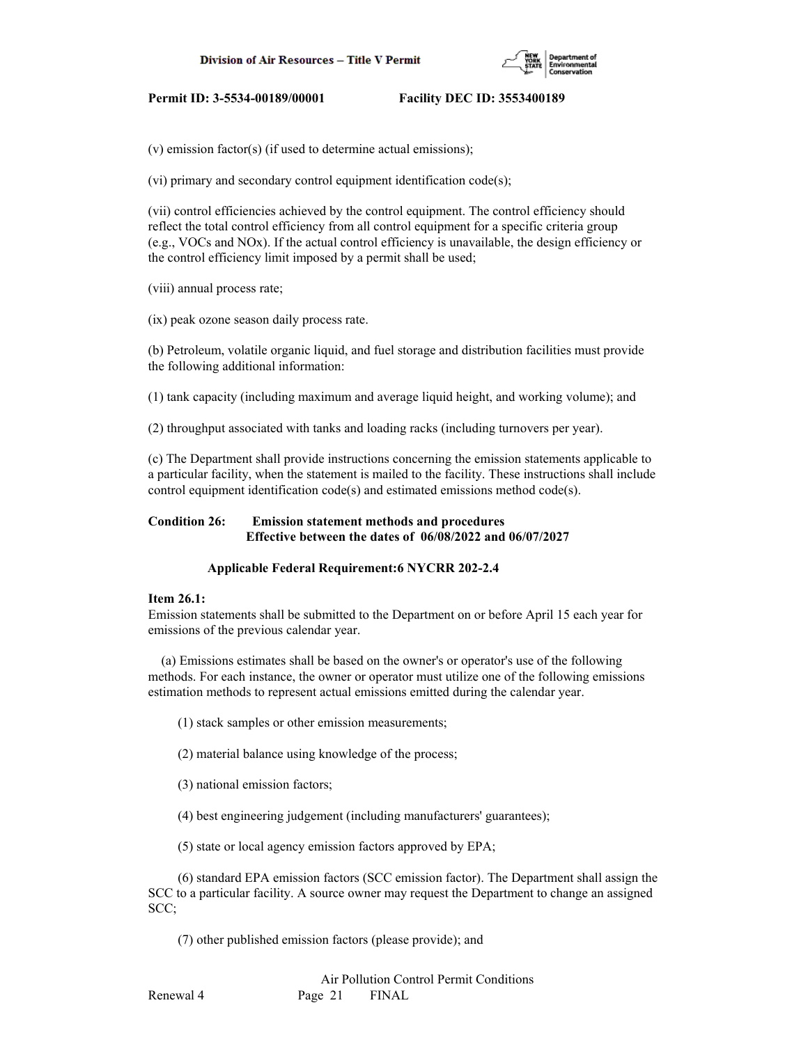(v) emission factor(s) (if used to determine actual emissions);

(vi) primary and secondary control equipment identification code(s);

(vii) control efficiencies achieved by the control equipment. The control efficiency should reflect the total control efficiency from all control equipment for a specific criteria group (e.g., VOCs and NOx). If the actual control efficiency is unavailable, the design efficiency or the control efficiency limit imposed by a permit shall be used;

(viii) annual process rate;

(ix) peak ozone season daily process rate.

(b) Petroleum, volatile organic liquid, and fuel storage and distribution facilities must provide the following additional information:

(1) tank capacity (including maximum and average liquid height, and working volume); and

(2) throughput associated with tanks and loading racks (including turnovers per year).

(c) The Department shall provide instructions concerning the emission statements applicable to a particular facility, when the statement is mailed to the facility. These instructions shall include control equipment identification code(s) and estimated emissions method code(s).

**Condition 26: Emission statement methods and procedures**
**Effective between the dates of 06/08/2022 and 06/07/2027**

**Applicable Federal Requirement:6 NYCRR 202-2.4**

**Item 26.1:**
Emission statements shall be submitted to the Department on or before April 15 each year for emissions of the previous calendar year.

(a) Emissions estimates shall be based on the owner's or operator's use of the following methods. For each instance, the owner or operator must utilize one of the following emissions estimation methods to represent actual emissions emitted during the calendar year.

(1) stack samples or other emission measurements;

(2) material balance using knowledge of the process;

(3) national emission factors;

(4) best engineering judgement (including manufacturers' guarantees);

(5) state or local agency emission factors approved by EPA;

(6) standard EPA emission factors (SCC emission factor). The Department shall assign the SCC to a particular facility. A source owner may request the Department to change an assigned SCC;

(7) other published emission factors (please provide); and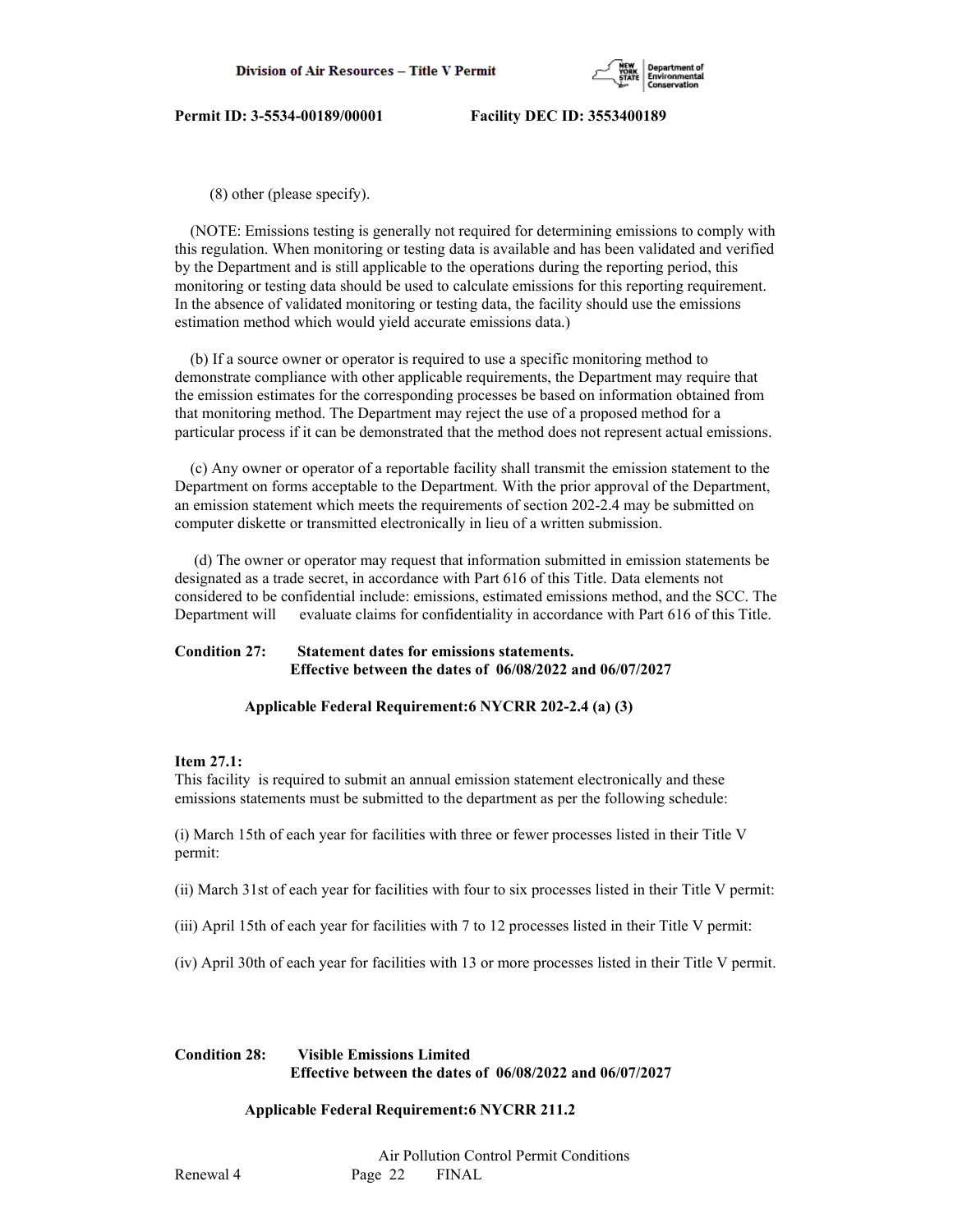(8) other (please specify).

(NOTE: Emissions testing is generally not required for determining emissions to comply with this regulation. When monitoring or testing data is available and has been validated and verified by the Department and is still applicable to the operations during the reporting period, this monitoring or testing data should be used to calculate emissions for this reporting requirement. In the absence of validated monitoring or testing data, the facility should use the emissions estimation method which would yield accurate emissions data.)

(b) If a source owner or operator is required to use a specific monitoring method to demonstrate compliance with other applicable requirements, the Department may require that the emission estimates for the corresponding processes be based on information obtained from that monitoring method. The Department may reject the use of a proposed method for a particular process if it can be demonstrated that the method does not represent actual emissions.

(c) Any owner or operator of a reportable facility shall transmit the emission statement to the Department on forms acceptable to the Department. With the prior approval of the Department, an emission statement which meets the requirements of section 202-2.4 may be submitted on computer diskette or transmitted electronically in lieu of a written submission.

(d) The owner or operator may request that information submitted in emission statements be designated as a trade secret, in accordance with Part 616 of this Title. Data elements not considered to be confidential include: emissions, estimated emissions method, and the SCC. The Department will evaluate claims for confidentiality in accordance with Part 616 of this Title.

**Condition 27: Statement dates for emissions statements.**
**Effective between the dates of 06/08/2022 and 06/07/2027**

**Applicable Federal Requirement:6 NYCRR 202-2.4 (a) (3)**

**Item 27.1:**
This facility is required to submit an annual emission statement electronically and these emissions statements must be submitted to the department as per the following schedule:

(i) March 15th of each year for facilities with three or fewer processes listed in their Title V permit:

(ii) March 31st of each year for facilities with four to six processes listed in their Title V permit:

(iii) April 15th of each year for facilities with 7 to 12 processes listed in their Title V permit:

(iv) April 30th of each year for facilities with 13 or more processes listed in their Title V permit.

**Condition 28: Visible Emissions Limited**
**Effective between the dates of 06/08/2022 and 06/07/2027**

**Applicable Federal Requirement:6 NYCRR 211.2**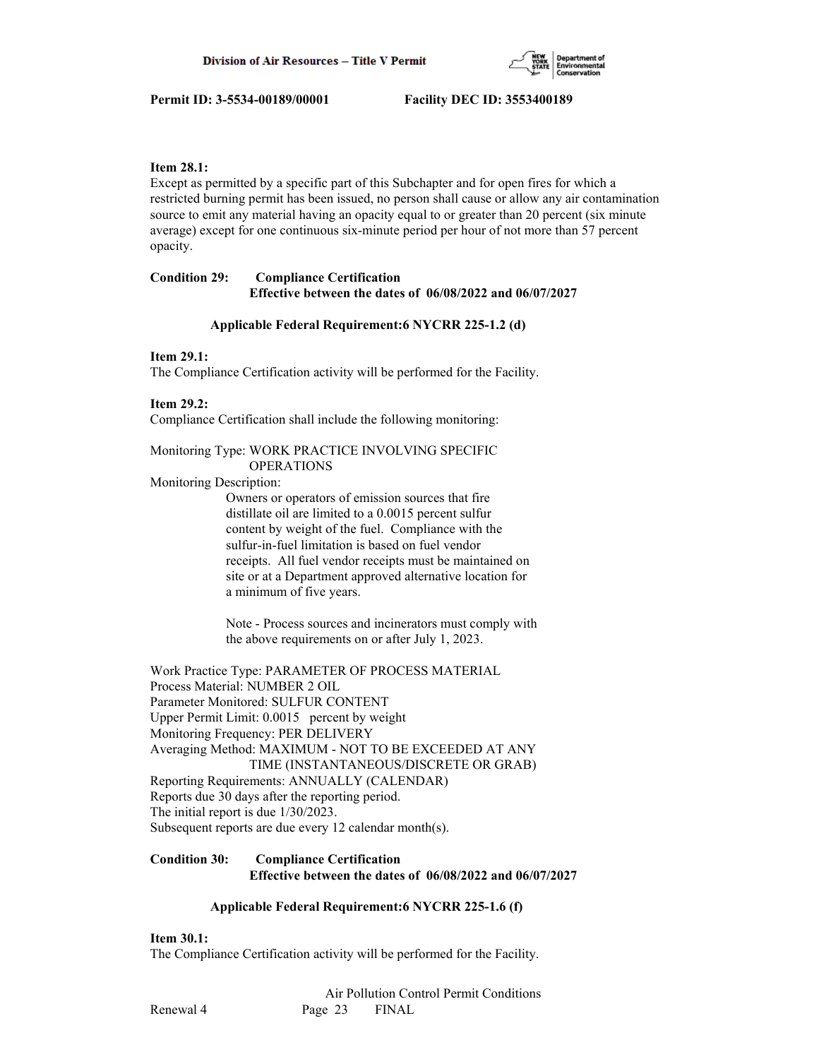**Item 28.1:**
Except as permitted by a specific part of this Subchapter and for open fires for which a restricted burning permit has been issued, no person shall cause or allow any air contamination source to emit any material having an opacity equal to or greater than 20 percent (six minute average) except for one continuous six-minute period per hour of not more than 57 percent opacity.

**Condition 29: Compliance Certification**
**Effective between the dates of 06/08/2022 and 06/07/2027**

**Applicable Federal Requirement:6 NYCRR 225-1.2 (d)**

**Item 29.1:**
The Compliance Certification activity will be performed for the Facility.

**Item 29.2:**
Compliance Certification shall include the following monitoring:

Monitoring Type: WORK PRACTICE INVOLVING SPECIFIC OPERATIONS
Monitoring Description:

Owners or operators of emission sources that fire distillate oil are limited to a 0.0015 percent sulfur content by weight of the fuel. Compliance with the sulfur-in-fuel limitation is based on fuel vendor receipts. All fuel vendor receipts must be maintained on site or at a Department approved alternative location for a minimum of five years.

Note - Process sources and incinerators must comply with the above requirements on or after July 1, 2023.

Work Practice Type: PARAMETER OF PROCESS MATERIAL
Process Material: NUMBER 2 OIL
Parameter Monitored: SULFUR CONTENT
Upper Permit Limit: 0.0015 percent by weight
Monitoring Frequency: PER DELIVERY
Averaging Method: MAXIMUM - NOT TO BE EXCEEDED AT ANY TIME (INSTANTANEOUS/DISCRETE OR GRAB)
Reporting Requirements: ANNUALLY (CALENDAR)
Reports due 30 days after the reporting period.
The initial report is due 1/30/2023.
Subsequent reports are due every 12 calendar month(s).

**Condition 30: Compliance Certification**
**Effective between the dates of 06/08/2022 and 06/07/2027**

**Applicable Federal Requirement:6 NYCRR 225-1.6 (f)**

**Item 30.1:**
The Compliance Certification activity will be performed for the Facility.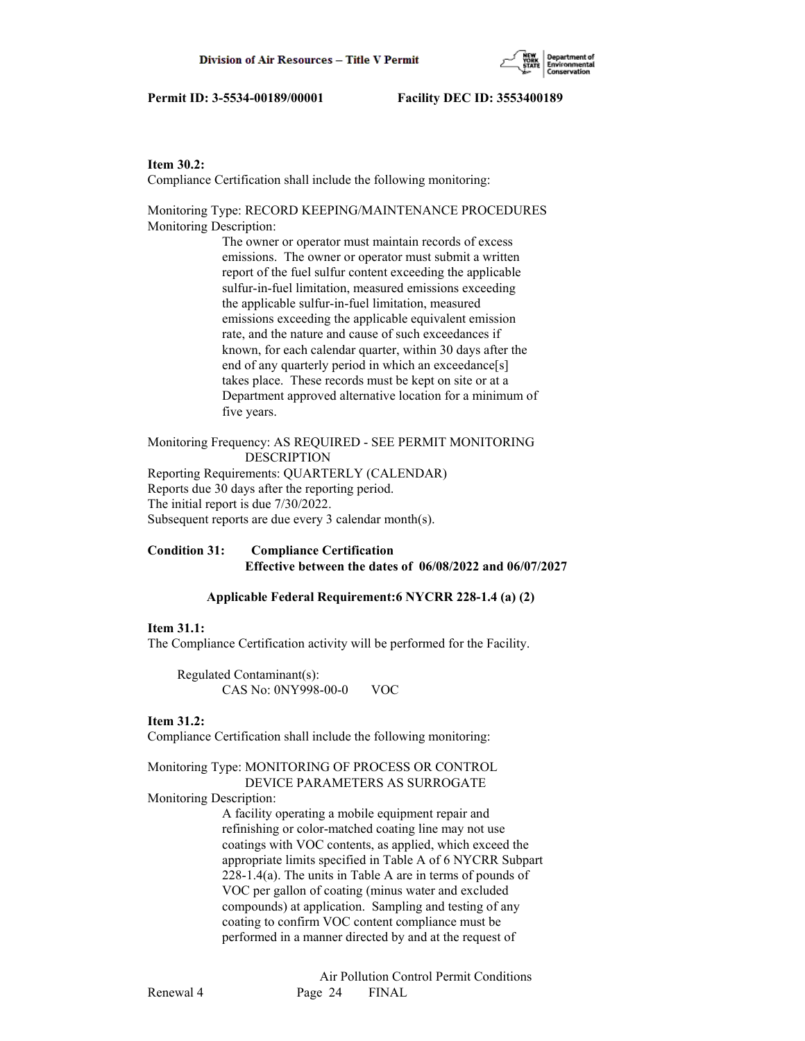**Item 30.2:**
Compliance Certification shall include the following monitoring:

Monitoring Type: RECORD KEEPING/MAINTENANCE PROCEDURES
Monitoring Description:

The owner or operator must maintain records of excess emissions. The owner or operator must submit a written report of the fuel sulfur content exceeding the applicable sulfur-in-fuel limitation, measured emissions exceeding the applicable sulfur-in-fuel limitation, measured emissions exceeding the applicable equivalent emission rate, and the nature and cause of such exceedances if known, for each calendar quarter, within 30 days after the end of any quarterly period in which an exceedance[s] takes place. These records must be kept on site or at a Department approved alternative location for a minimum of five years.

Monitoring Frequency: AS REQUIRED - SEE PERMIT MONITORING DESCRIPTION
Reporting Requirements: QUARTERLY (CALENDAR)
Reports due 30 days after the reporting period.
The initial report is due 7/30/2022.
Subsequent reports are due every 3 calendar month(s).

**Condition 31: Compliance Certification**
**Effective between the dates of 06/08/2022 and 06/07/2027**

**Applicable Federal Requirement:6 NYCRR 228-1.4 (a) (2)**

**Item 31.1:**
The Compliance Certification activity will be performed for the Facility.

Regulated Contaminant(s):
CAS No: 0NY998-00-0 VOC

**Item 31.2:**
Compliance Certification shall include the following monitoring:

Monitoring Type: MONITORING OF PROCESS OR CONTROL DEVICE PARAMETERS AS SURROGATE
Monitoring Description:

A facility operating a mobile equipment repair and refinishing or color-matched coating line may not use coatings with VOC contents, as applied, which exceed the appropriate limits specified in Table A of 6 NYCRR Subpart 228-1.4(a). The units in Table A are in terms of pounds of VOC per gallon of coating (minus water and excluded compounds) at application. Sampling and testing of any coating to confirm VOC content compliance must be performed in a manner directed by and at the request of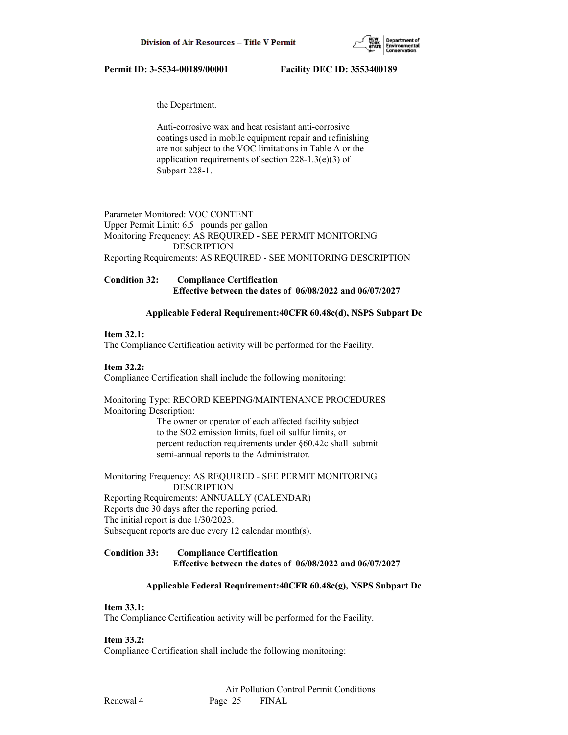the Department.

Anti-corrosive wax and heat resistant anti-corrosive coatings used in mobile equipment repair and refinishing are not subject to the VOC limitations in Table A or the application requirements of section 228-1.3(e)(3) of Subpart 228-1.

Parameter Monitored: VOC CONTENT
Upper Permit Limit: 6.5 pounds per gallon
Monitoring Frequency: AS REQUIRED - SEE PERMIT MONITORING DESCRIPTION
Reporting Requirements: AS REQUIRED - SEE MONITORING DESCRIPTION

**Condition 32: Compliance Certification**
**Effective between the dates of 06/08/2022 and 06/07/2027**

**Applicable Federal Requirement:40CFR 60.48c(d), NSPS Subpart Dc**

**Item 32.1:**
The Compliance Certification activity will be performed for the Facility.

**Item 32.2:**
Compliance Certification shall include the following monitoring:

Monitoring Type: RECORD KEEPING/MAINTENANCE PROCEDURES
Monitoring Description:

The owner or operator of each affected facility subject to the SO2 emission limits, fuel oil sulfur limits, or percent reduction requirements under §60.42c shall submit semi-annual reports to the Administrator.

Monitoring Frequency: AS REQUIRED - SEE PERMIT MONITORING DESCRIPTION
Reporting Requirements: ANNUALLY (CALENDAR)
Reports due 30 days after the reporting period.
The initial report is due 1/30/2023.
Subsequent reports are due every 12 calendar month(s).

**Condition 33: Compliance Certification**
**Effective between the dates of 06/08/2022 and 06/07/2027**

**Applicable Federal Requirement:40CFR 60.48c(g), NSPS Subpart Dc**

**Item 33.1:**
The Compliance Certification activity will be performed for the Facility.

**Item 33.2:**
Compliance Certification shall include the following monitoring: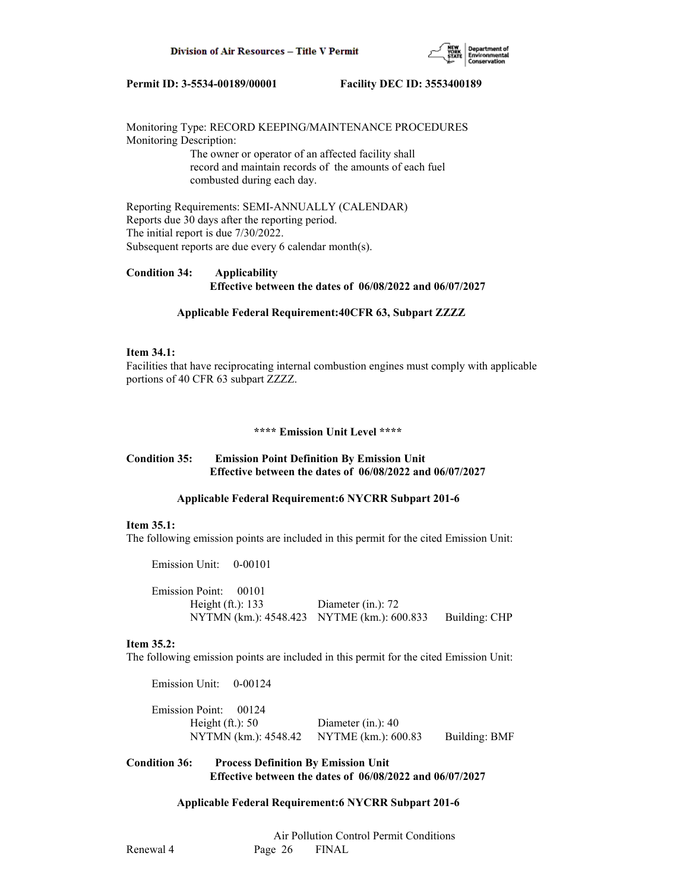Monitoring Type: RECORD KEEPING/MAINTENANCE PROCEDURES
Monitoring Description:

The owner or operator of an affected facility shall record and maintain records of the amounts of each fuel combusted during each day.

Reporting Requirements: SEMI-ANNUALLY (CALENDAR)
Reports due 30 days after the reporting period.
The initial report is due 7/30/2022.
Subsequent reports are due every 6 calendar month(s).

**Condition 34: Applicability**
**Effective between the dates of 06/08/2022 and 06/07/2027**

**Applicable Federal Requirement:40CFR 63, Subpart ZZZZ**

**Item 34.1:**
Facilities that have reciprocating internal combustion engines must comply with applicable portions of 40 CFR 63 subpart ZZZZ.

**\*\*\*\* Emission Unit Level \*\*\*\***

**Condition 35: Emission Point Definition By Emission Unit**
**Effective between the dates of 06/08/2022 and 06/07/2027**

**Applicable Federal Requirement:6 NYCRR Subpart 201-6**

**Item 35.1:**
The following emission points are included in this permit for the cited Emission Unit:

Emission Unit: 0-00101

Emission Point: 00101
Height (ft.): 133 Diameter (in.): 72
NYTMN (km.): 4548.423 NYTME (km.): 600.833 Building: CHP

**Item 35.2:**
The following emission points are included in this permit for the cited Emission Unit:

Emission Unit: 0-00124

Emission Point: 00124
Height (ft.): 50 Diameter (in.): 40
NYTMN (km.): 4548.42 NYTME (km.): 600.83 Building: BMF

**Condition 36: Process Definition By Emission Unit**
**Effective between the dates of 06/08/2022 and 06/07/2027**

**Applicable Federal Requirement:6 NYCRR Subpart 201-6**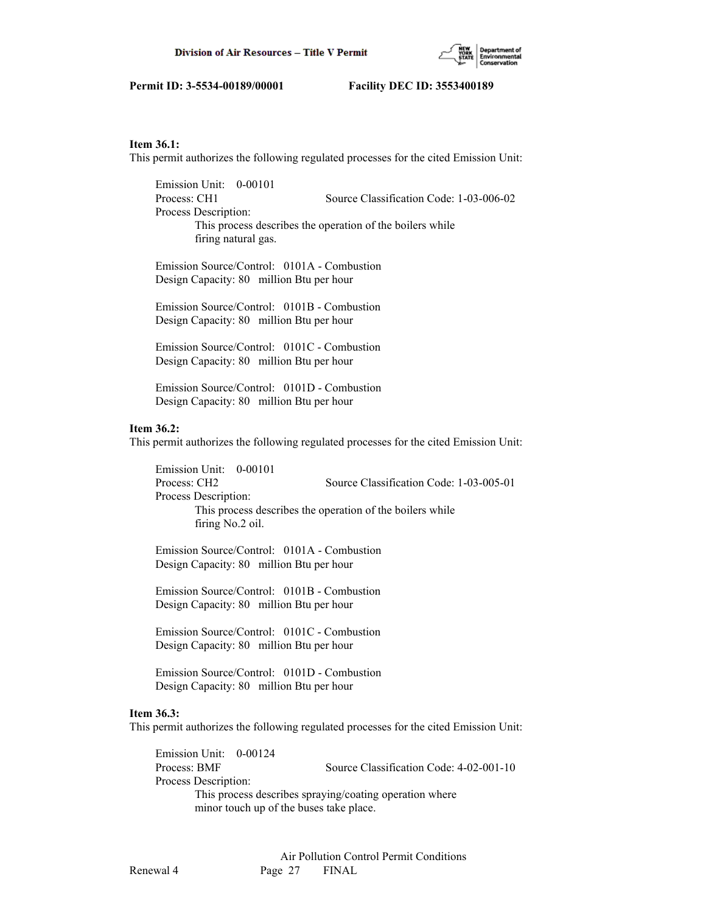**Item 36.1:**
This permit authorizes the following regulated processes for the cited Emission Unit:

Emission Unit: 0-00101
Process: CH1 Source Classification Code: 1-03-006-02
Process Description:
This process describes the operation of the boilers while firing natural gas.

Emission Source/Control: 0101A - Combustion
Design Capacity: 80 million Btu per hour

Emission Source/Control: 0101B - Combustion
Design Capacity: 80 million Btu per hour

Emission Source/Control: 0101C - Combustion
Design Capacity: 80 million Btu per hour

Emission Source/Control: 0101D - Combustion
Design Capacity: 80 million Btu per hour

**Item 36.2:**
This permit authorizes the following regulated processes for the cited Emission Unit:

Emission Unit: 0-00101
Process: CH2 Source Classification Code: 1-03-005-01
Process Description:
This process describes the operation of the boilers while firing No.2 oil.

Emission Source/Control: 0101A - Combustion
Design Capacity: 80 million Btu per hour

Emission Source/Control: 0101B - Combustion
Design Capacity: 80 million Btu per hour

Emission Source/Control: 0101C - Combustion
Design Capacity: 80 million Btu per hour

Emission Source/Control: 0101D - Combustion
Design Capacity: 80 million Btu per hour

**Item 36.3:**
This permit authorizes the following regulated processes for the cited Emission Unit:

Emission Unit: 0-00124
Process: BMF Source Classification Code: 4-02-001-10
Process Description:
This process describes spraying/coating operation where minor touch up of the buses take place.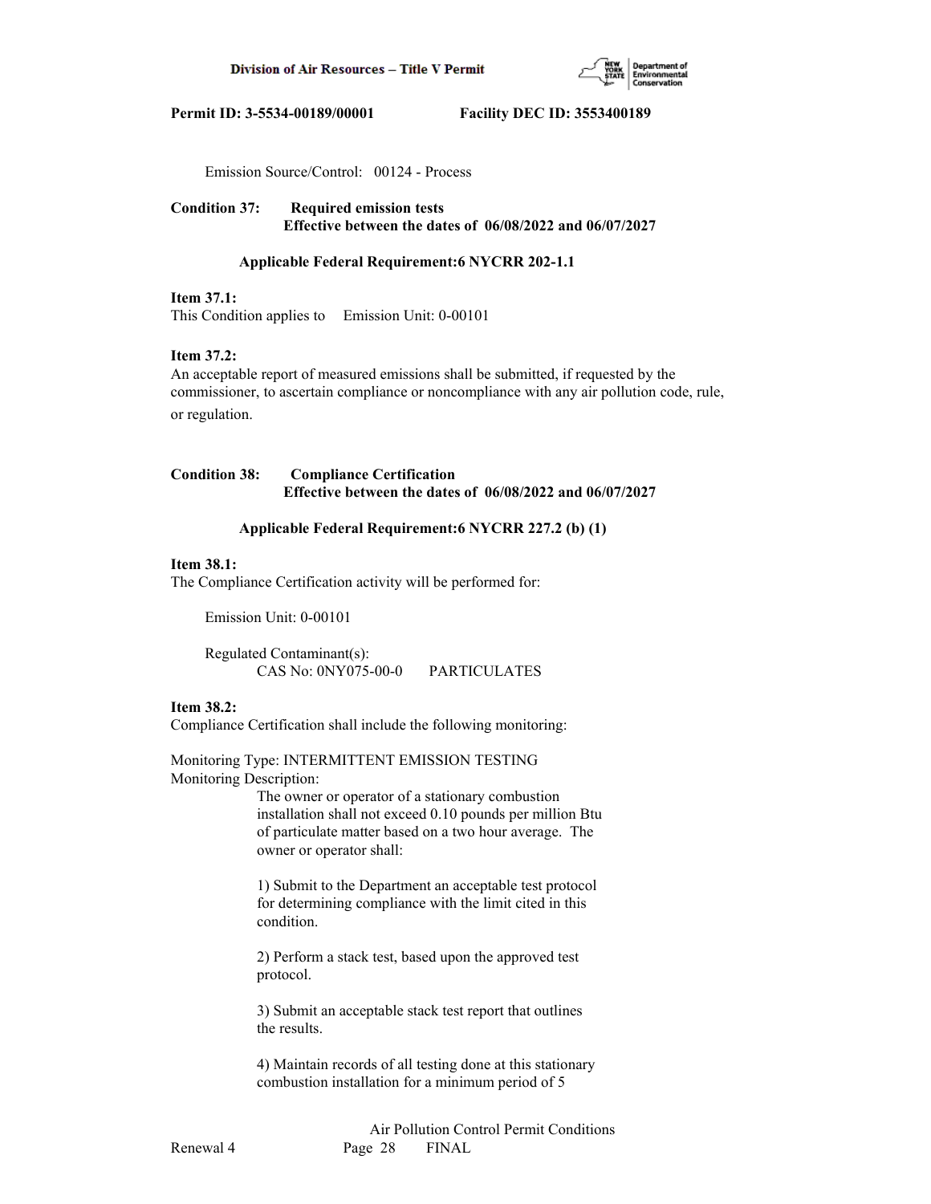Emission Source/Control: 00124 - Process

**Condition 37: Required emission tests**
**Effective between the dates of 06/08/2022 and 06/07/2027**

**Applicable Federal Requirement:6 NYCRR 202-1.1**

**Item 37.1:**
This Condition applies to Emission Unit: 0-00101

**Item 37.2:**
An acceptable report of measured emissions shall be submitted, if requested by the commissioner, to ascertain compliance or noncompliance with any air pollution code, rule, or regulation.

**Condition 38: Compliance Certification**
**Effective between the dates of 06/08/2022 and 06/07/2027**

**Applicable Federal Requirement:6 NYCRR 227.2 (b) (1)**

**Item 38.1:**
The Compliance Certification activity will be performed for:

Emission Unit: 0-00101

Regulated Contaminant(s):
CAS No: 0NY075-00-0 PARTICULATES

**Item 38.2:**
Compliance Certification shall include the following monitoring:

Monitoring Type: INTERMITTENT EMISSION TESTING
Monitoring Description:

The owner or operator of a stationary combustion installation shall not exceed 0.10 pounds per million Btu of particulate matter based on a two hour average. The owner or operator shall:

1) Submit to the Department an acceptable test protocol for determining compliance with the limit cited in this condition.

2) Perform a stack test, based upon the approved test protocol.

3) Submit an acceptable stack test report that outlines the results.

4) Maintain records of all testing done at this stationary combustion installation for a minimum period of 5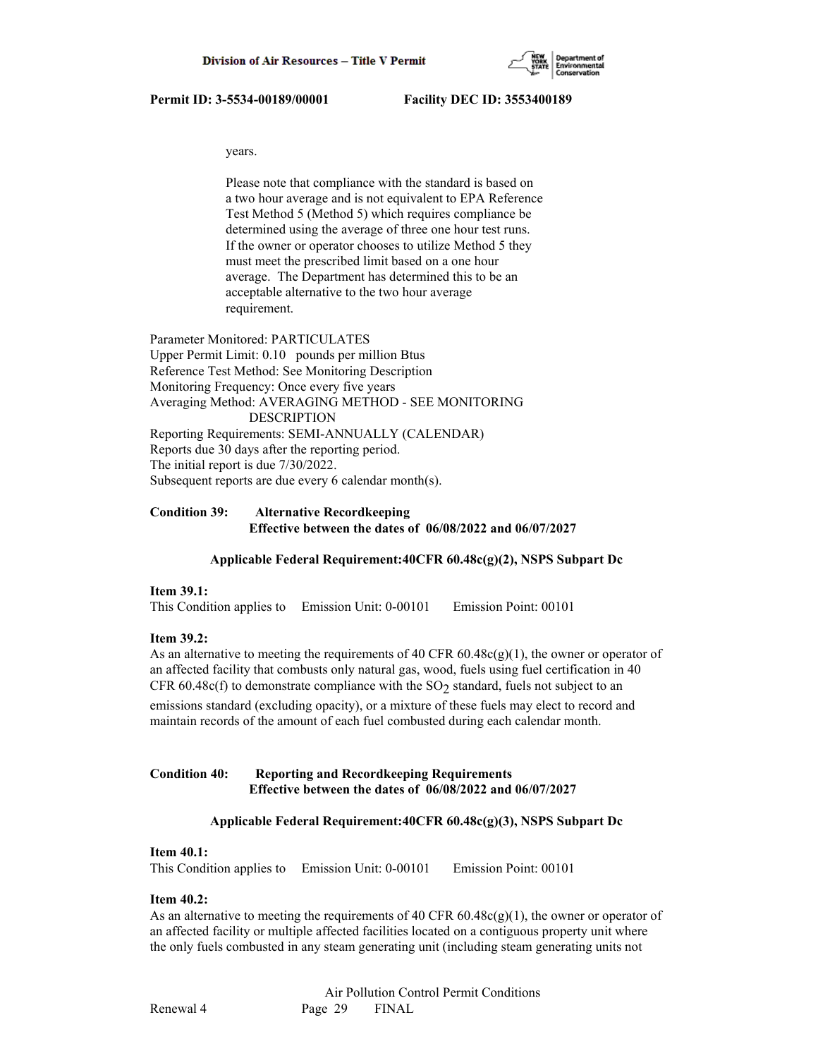years.

Please note that compliance with the standard is based on a two hour average and is not equivalent to EPA Reference Test Method 5 (Method 5) which requires compliance be determined using the average of three one hour test runs. If the owner or operator chooses to utilize Method 5 they must meet the prescribed limit based on a one hour average. The Department has determined this to be an acceptable alternative to the two hour average requirement.

Parameter Monitored: PARTICULATES
Upper Permit Limit: 0.10 pounds per million Btus
Reference Test Method: See Monitoring Description
Monitoring Frequency: Once every five years
Averaging Method: AVERAGING METHOD - SEE MONITORING DESCRIPTION
Reporting Requirements: SEMI-ANNUALLY (CALENDAR)
Reports due 30 days after the reporting period.
The initial report is due 7/30/2022.
Subsequent reports are due every 6 calendar month(s).

**Condition 39: Alternative Recordkeeping**
**Effective between the dates of 06/08/2022 and 06/07/2027**

**Applicable Federal Requirement:40CFR 60.48c(g)(2), NSPS Subpart Dc**

**Item 39.1:**
This Condition applies to Emission Unit: 0-00101 Emission Point: 00101

**Item 39.2:**
As an alternative to meeting the requirements of 40 CFR 60.48c(g)(1), the owner or operator of an affected facility that combusts only natural gas, wood, fuels using fuel certification in 40 CFR 60.48c(f) to demonstrate compliance with the $SO_2$ standard, fuels not subject to an emissions standard (excluding opacity), or a mixture of these fuels may elect to record and maintain records of the amount of each fuel combusted during each calendar month.

**Condition 40: Reporting and Recordkeeping Requirements**
**Effective between the dates of 06/08/2022 and 06/07/2027**

**Applicable Federal Requirement:40CFR 60.48c(g)(3), NSPS Subpart Dc**

**Item 40.1:**
This Condition applies to Emission Unit: 0-00101 Emission Point: 00101

**Item 40.2:**
As an alternative to meeting the requirements of 40 CFR 60.48c(g)(1), the owner or operator of an affected facility or multiple affected facilities located on a contiguous property unit where the only fuels combusted in any steam generating unit (including steam generating units not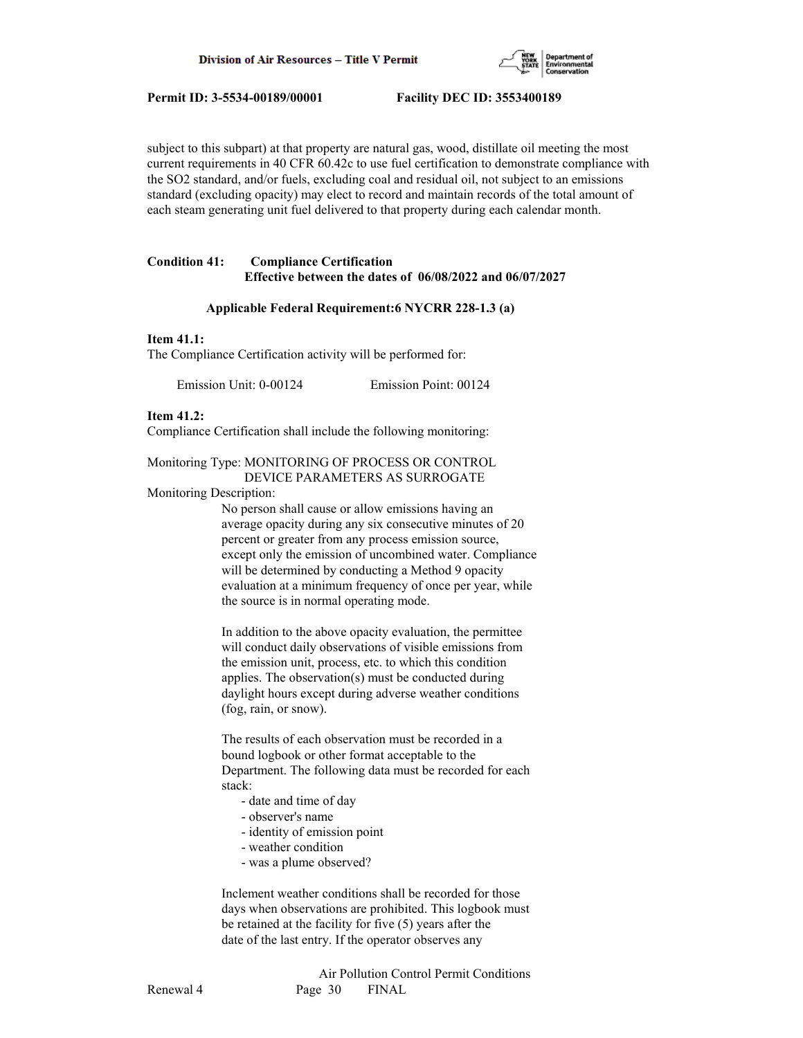subject to this subpart) at that property are natural gas, wood, distillate oil meeting the most current requirements in 40 CFR 60.42c to use fuel certification to demonstrate compliance with the $SO_2$ standard, and/or fuels, excluding coal and residual oil, not subject to an emissions standard (excluding opacity) may elect to record and maintain records of the total amount of each steam generating unit fuel delivered to that property during each calendar month.

**Condition 41: Compliance Certification**
**Effective between the dates of 06/08/2022 and 06/07/2027**

**Applicable Federal Requirement:6 NYCRR 228-1.3 (a)**

**Item 41.1:**
The Compliance Certification activity will be performed for:

Emission Unit: 0-00124 Emission Point: 00124

**Item 41.2:**
Compliance Certification shall include the following monitoring:

Monitoring Type: MONITORING OF PROCESS OR CONTROL DEVICE PARAMETERS AS SURROGATE

Monitoring Description:

No person shall cause or allow emissions having an average opacity during any six consecutive minutes of 20 percent or greater from any process emission source, except only the emission of uncombined water. Compliance will be determined by conducting a Method 9 opacity evaluation at a minimum frequency of once per year, while the source is in normal operating mode.

In addition to the above opacity evaluation, the permittee will conduct daily observations of visible emissions from the emission unit, process, etc. to which this condition applies. The observation(s) must be conducted during daylight hours except during adverse weather conditions (fog, rain, or snow).

The results of each observation must be recorded in a bound logbook or other format acceptable to the Department. The following data must be recorded for each stack:

- date and time of day
- observer's name
- identity of emission point
- weather condition
- was a plume observed?

Inclement weather conditions shall be recorded for those days when observations are prohibited. This logbook must be retained at the facility for five (5) years after the date of the last entry. If the operator observes any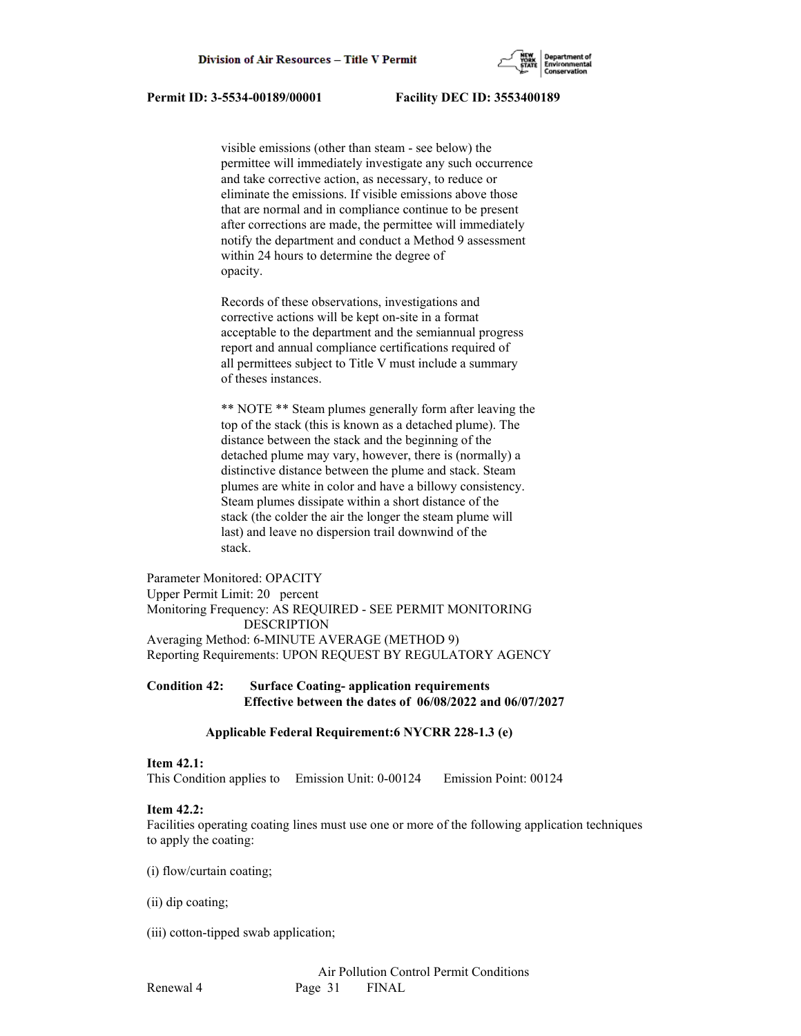visible emissions (other than steam - see below) the permittee will immediately investigate any such occurrence and take corrective action, as necessary, to reduce or eliminate the emissions. If visible emissions above those that are normal and in compliance continue to be present after corrections are made, the permittee will immediately notify the department and conduct a Method 9 assessment within 24 hours to determine the degree of opacity.

Records of these observations, investigations and corrective actions will be kept on-site in a format acceptable to the department and the semiannual progress report and annual compliance certifications required of all permittees subject to Title V must include a summary of theses instances.

** NOTE ** Steam plumes generally form after leaving the top of the stack (this is known as a detached plume). The distance between the stack and the beginning of the detached plume may vary, however, there is (normally) a distinctive distance between the plume and stack. Steam plumes are white in color and have a billowy consistency. Steam plumes dissipate within a short distance of the stack (the colder the air the longer the steam plume will last) and leave no dispersion trail downwind of the stack.

Parameter Monitored: OPACITY
Upper Permit Limit: 20 percent
Monitoring Frequency: AS REQUIRED - SEE PERMIT MONITORING DESCRIPTION
Averaging Method: 6-MINUTE AVERAGE (METHOD 9)
Reporting Requirements: UPON REQUEST BY REGULATORY AGENCY

**Condition 42: Surface Coating- application requirements**
**Effective between the dates of 06/08/2022 and 06/07/2027**

**Applicable Federal Requirement:6 NYCRR 228-1.3 (e)**

**Item 42.1:**
This Condition applies to Emission Unit: 0-00124 Emission Point: 00124

**Item 42.2:**
Facilities operating coating lines must use one or more of the following application techniques to apply the coating:

(i) flow/curtain coating;

(ii) dip coating;

(iii) cotton-tipped swab application;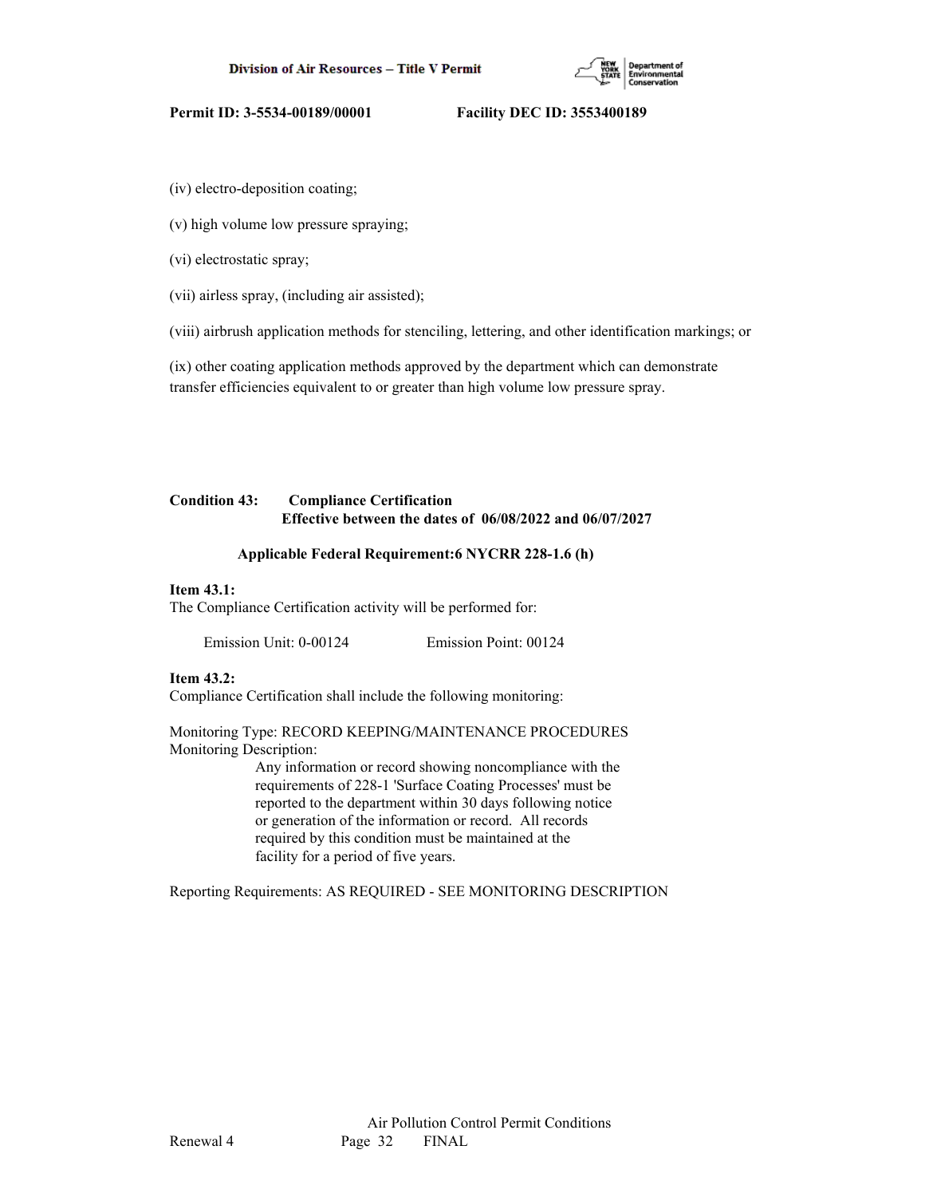(iv) electro-deposition coating;

(v) high volume low pressure spraying;

(vi) electrostatic spray;

(vii) airless spray, (including air assisted);

(viii) airbrush application methods for stenciling, lettering, and other identification markings; or

(ix) other coating application methods approved by the department which can demonstrate transfer efficiencies equivalent to or greater than high volume low pressure spray.

**Condition 43: Compliance Certification**
**Effective between the dates of 06/08/2022 and 06/07/2027**

**Applicable Federal Requirement:6 NYCRR 228-1.6 (h)**

**Item 43.1:**
The Compliance Certification activity will be performed for:

Emission Unit: 0-00124 Emission Point: 00124

**Item 43.2:**
Compliance Certification shall include the following monitoring:

Monitoring Type: RECORD KEEPING/MAINTENANCE PROCEDURES
Monitoring Description:

Any information or record showing noncompliance with the requirements of 228-1 'Surface Coating Processes' must be reported to the department within 30 days following notice or generation of the information or record. All records required by this condition must be maintained at the facility for a period of five years.

Reporting Requirements: AS REQUIRED - SEE MONITORING DESCRIPTION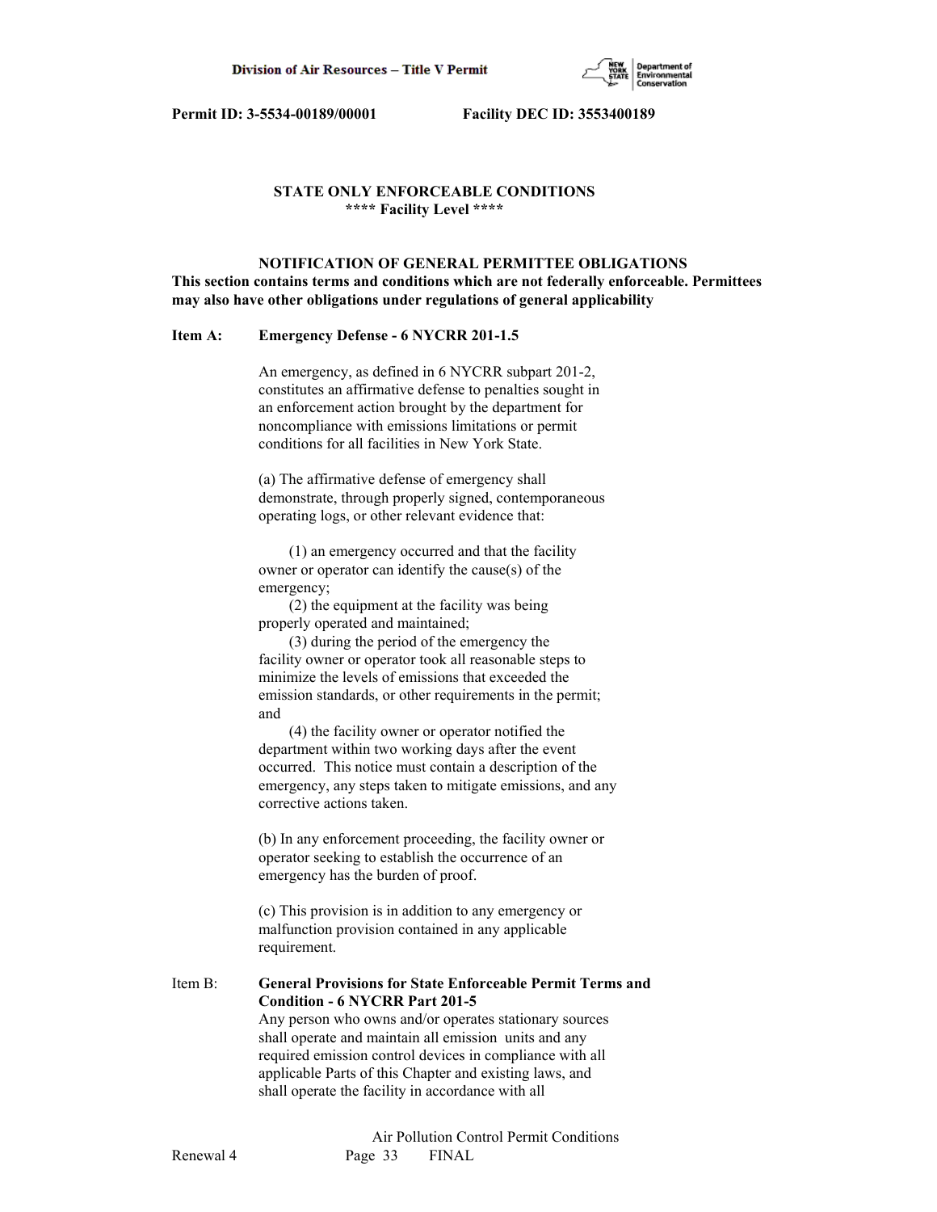**STATE ONLY ENFORCEABLE CONDITIONS**
**\*\*\*\* Facility Level \*\*\*\***

**NOTIFICATION OF GENERAL PERMITTEE OBLIGATIONS**
**This section contains terms and conditions which are not federally enforceable. Permittees may also have other obligations under regulations of general applicability**

**Item A: Emergency Defense - 6 NYCRR 201-1.5**

An emergency, as defined in 6 NYCRR subpart 201-2, constitutes an affirmative defense to penalties sought in an enforcement action brought by the department for noncompliance with emissions limitations or permit conditions for all facilities in New York State.

(a) The affirmative defense of emergency shall demonstrate, through properly signed, contemporaneous operating logs, or other relevant evidence that:

(1) an emergency occurred and that the facility owner or operator can identify the cause(s) of the emergency;
(2) the equipment at the facility was being properly operated and maintained;
(3) during the period of the emergency the facility owner or operator took all reasonable steps to minimize the levels of emissions that exceeded the emission standards, or other requirements in the permit; and
(4) the facility owner or operator notified the department within two working days after the event occurred. This notice must contain a description of the emergency, any steps taken to mitigate emissions, and any corrective actions taken.

(b) In any enforcement proceeding, the facility owner or operator seeking to establish the occurrence of an emergency has the burden of proof.

(c) This provision is in addition to any emergency or malfunction provision contained in any applicable requirement.

Item B: **General Provisions for State Enforceable Permit Terms and Condition - 6 NYCRR Part 201-5**
Any person who owns and/or operates stationary sources shall operate and maintain all emission units and any required emission control devices in compliance with all applicable Parts of this Chapter and existing laws, and shall operate the facility in accordance with all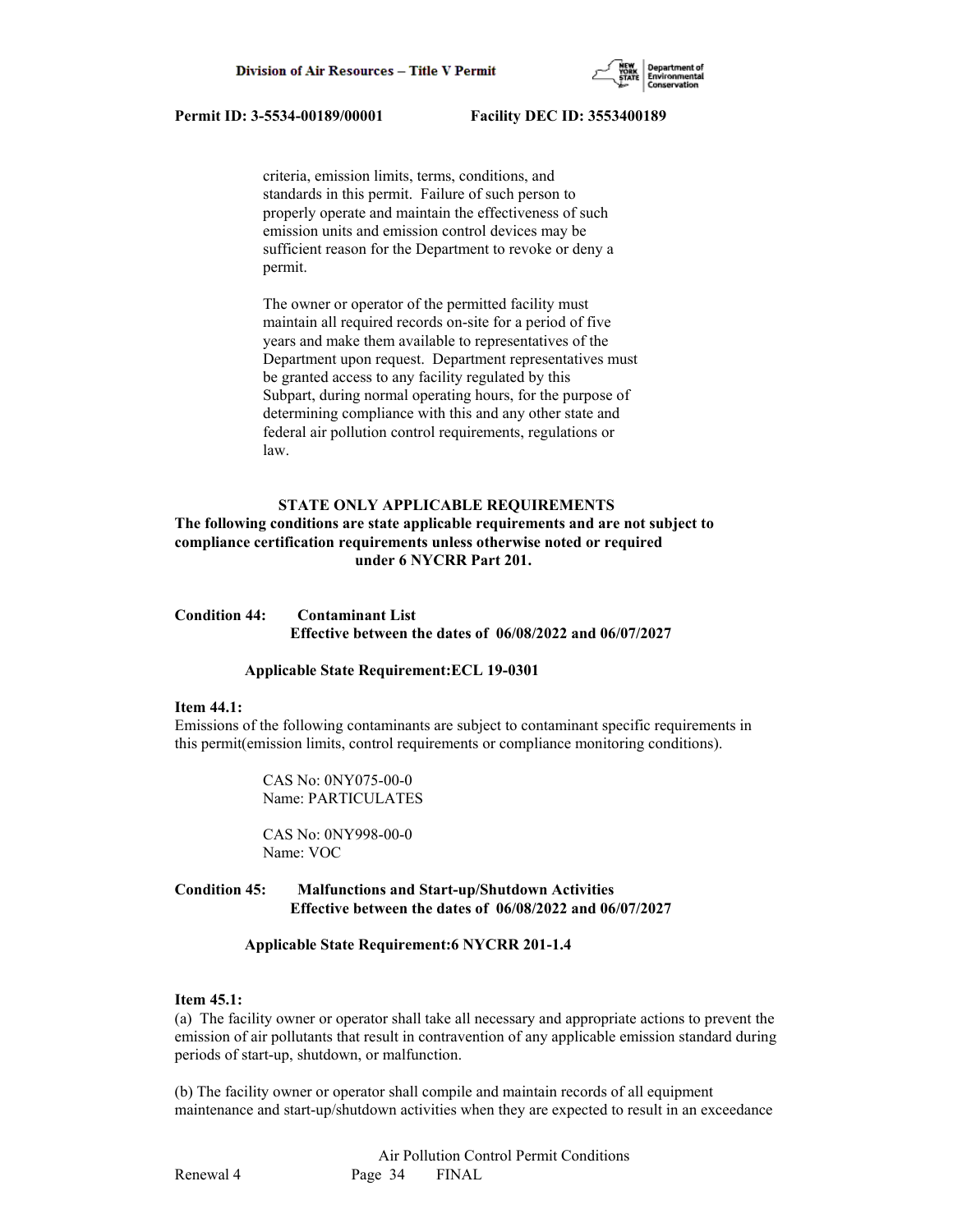criteria, emission limits, terms, conditions, and standards in this permit. Failure of such person to properly operate and maintain the effectiveness of such emission units and emission control devices may be sufficient reason for the Department to revoke or deny a permit.

The owner or operator of the permitted facility must maintain all required records on-site for a period of five years and make them available to representatives of the Department upon request. Department representatives must be granted access to any facility regulated by this Subpart, during normal operating hours, for the purpose of determining compliance with this and any other state and federal air pollution control requirements, regulations or law.

**STATE ONLY APPLICABLE REQUIREMENTS**

**The following conditions are state applicable requirements and are not subject to compliance certification requirements unless otherwise noted or required under 6 NYCRR Part 201.**

**Condition 44: Contaminant List**
**Effective between the dates of 06/08/2022 and 06/07/2027**

**Applicable State Requirement:ECL 19-0301**

**Item 44.1:**
Emissions of the following contaminants are subject to contaminant specific requirements in this permit(emission limits, control requirements or compliance monitoring conditions).

CAS No: 0NY075-00-0
Name: PARTICULATES

CAS No: 0NY998-00-0
Name: VOC

**Condition 45: Malfunctions and Start-up/Shutdown Activities**
**Effective between the dates of 06/08/2022 and 06/07/2027**

**Applicable State Requirement:6 NYCRR 201-1.4**

**Item 45.1:**
(a) The facility owner or operator shall take all necessary and appropriate actions to prevent the emission of air pollutants that result in contravention of any applicable emission standard during periods of start-up, shutdown, or malfunction.

(b) The facility owner or operator shall compile and maintain records of all equipment maintenance and start-up/shutdown activities when they are expected to result in an exceedance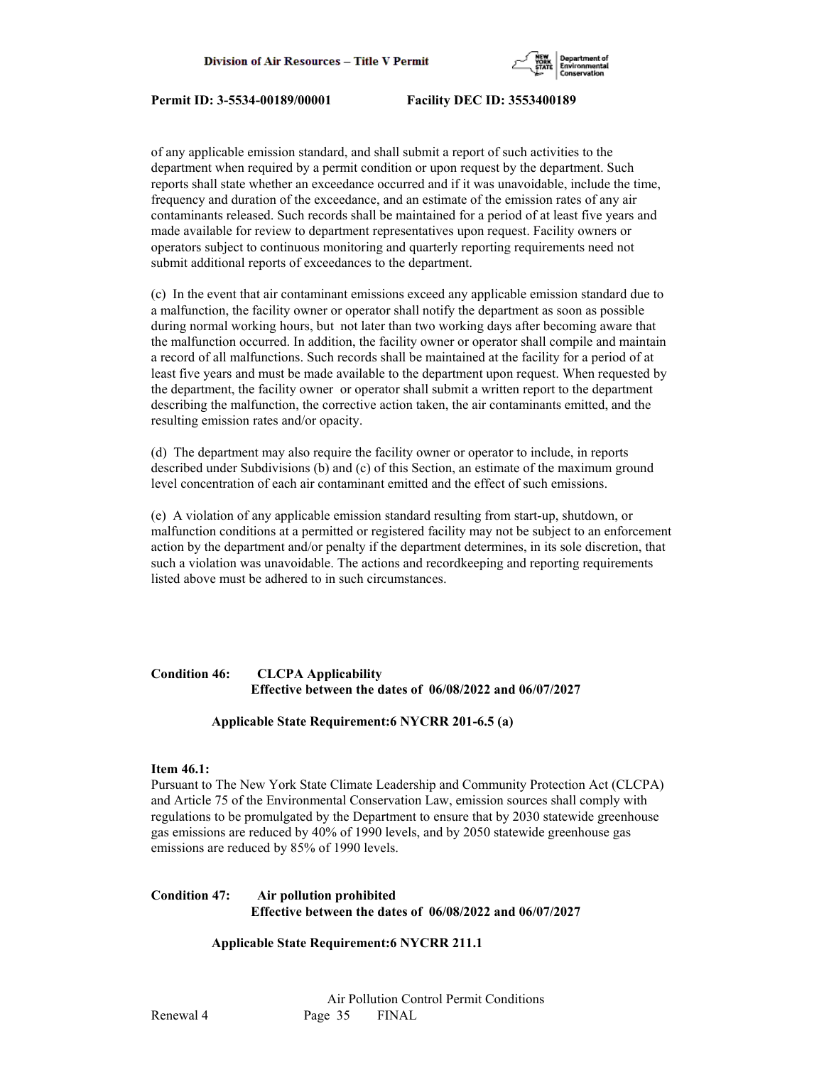of any applicable emission standard, and shall submit a report of such activities to the department when required by a permit condition or upon request by the department. Such reports shall state whether an exceedance occurred and if it was unavoidable, include the time, frequency and duration of the exceedance, and an estimate of the emission rates of any air contaminants released. Such records shall be maintained for a period of at least five years and made available for review to department representatives upon request. Facility owners or operators subject to continuous monitoring and quarterly reporting requirements need not submit additional reports of exceedances to the department.

(c) In the event that air contaminant emissions exceed any applicable emission standard due to a malfunction, the facility owner or operator shall notify the department as soon as possible during normal working hours, but not later than two working days after becoming aware that the malfunction occurred. In addition, the facility owner or operator shall compile and maintain a record of all malfunctions. Such records shall be maintained at the facility for a period of at least five years and must be made available to the department upon request. When requested by the department, the facility owner or operator shall submit a written report to the department describing the malfunction, the corrective action taken, the air contaminants emitted, and the resulting emission rates and/or opacity.

(d) The department may also require the facility owner or operator to include, in reports described under Subdivisions (b) and (c) of this Section, an estimate of the maximum ground level concentration of each air contaminant emitted and the effect of such emissions.

(e) A violation of any applicable emission standard resulting from start-up, shutdown, or malfunction conditions at a permitted or registered facility may not be subject to an enforcement action by the department and/or penalty if the department determines, in its sole discretion, that such a violation was unavoidable. The actions and recordkeeping and reporting requirements listed above must be adhered to in such circumstances.

**Condition 46: CLCPA Applicability**
**Effective between the dates of 06/08/2022 and 06/07/2027**

**Applicable State Requirement:6 NYCRR 201-6.5 (a)**

**Item 46.1:**
Pursuant to The New York State Climate Leadership and Community Protection Act (CLCPA) and Article 75 of the Environmental Conservation Law, emission sources shall comply with regulations to be promulgated by the Department to ensure that by 2030 statewide greenhouse gas emissions are reduced by 40% of 1990 levels, and by 2050 statewide greenhouse gas emissions are reduced by 85% of 1990 levels.

**Condition 47: Air pollution prohibited**
**Effective between the dates of 06/08/2022 and 06/07/2027**

**Applicable State Requirement:6 NYCRR 211.1**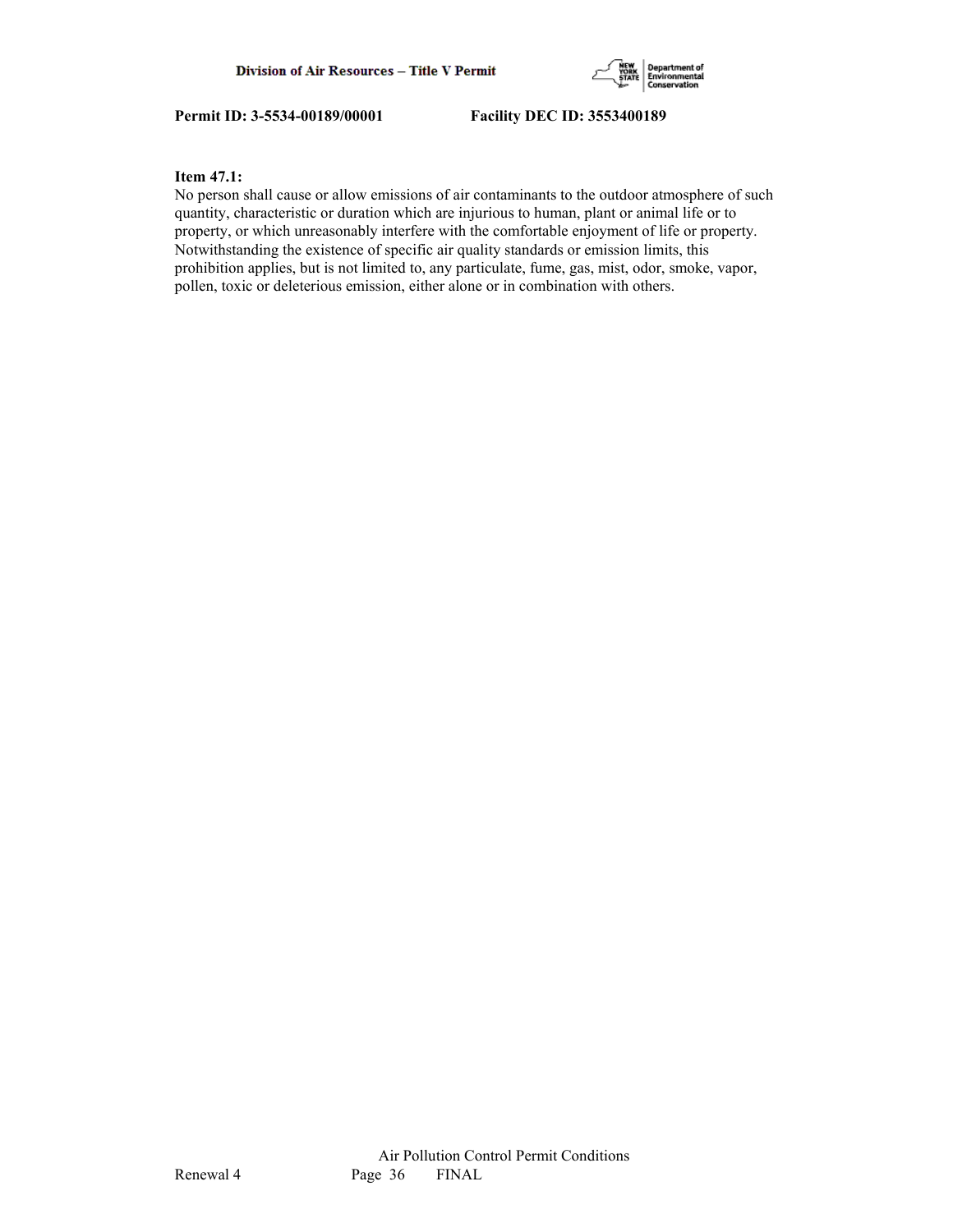**Item 47.1:**
No person shall cause or allow emissions of air contaminants to the outdoor atmosphere of such quantity, characteristic or duration which are injurious to human, plant or animal life or to property, or which unreasonably interfere with the comfortable enjoyment of life or property. Notwithstanding the existence of specific air quality standards or emission limits, this prohibition applies, but is not limited to, any particulate, fume, gas, mist, odor, smoke, vapor, pollen, toxic or deleterious emission, either alone or in combination with others.